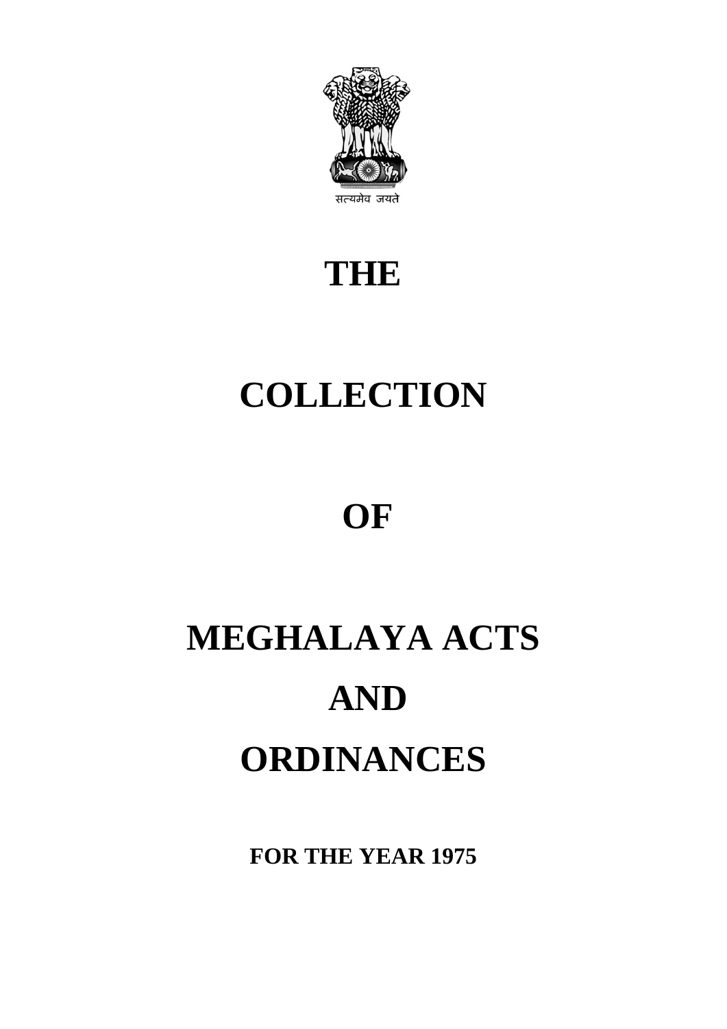सत्यमेव जयते

# THE

# COLLECTION

# OF

# MEGHALAYA ACTS

# AND

# ORDINANCES

**FOR THE YEAR 1975**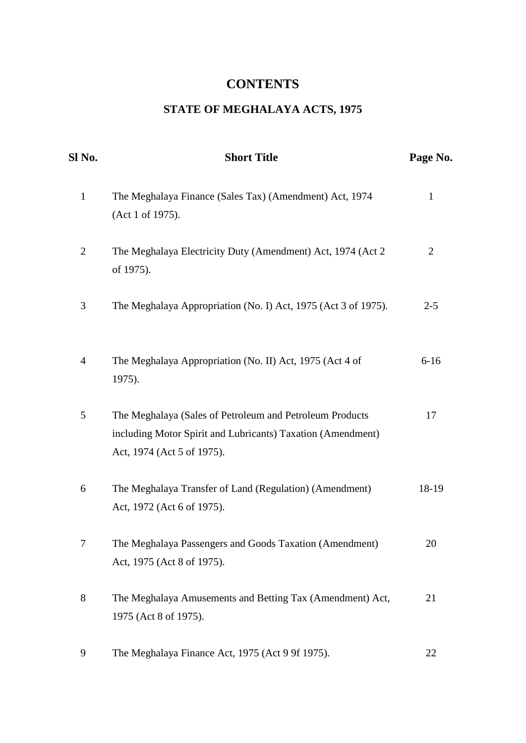# CONTENTS

## STATE OF MEGHALAYA ACTS, 1975

| Sl No. | Short Title | Page No. |
|---|---|---|
| 1 | The Meghalaya Finance (Sales Tax) (Amendment) Act, 1974 (Act 1 of 1975). | 1 |
| 2 | The Meghalaya Electricity Duty (Amendment) Act, 1974 (Act 2 of 1975). | 2 |
| 3 | The Meghalaya Appropriation (No. I) Act, 1975 (Act 3 of 1975). | 2-5 |
| 4 | The Meghalaya Appropriation (No. II) Act, 1975 (Act 4 of 1975). | 6-16 |
| 5 | The Meghalaya (Sales of Petroleum and Petroleum Products including Motor Spirit and Lubricants) Taxation (Amendment) Act, 1974 (Act 5 of 1975). | 17 |
| 6 | The Meghalaya Transfer of Land (Regulation) (Amendment) Act, 1972 (Act 6 of 1975). | 18-19 |
| 7 | The Meghalaya Passengers and Goods Taxation (Amendment) Act, 1975 (Act 8 of 1975). | 20 |
| 8 | The Meghalaya Amusements and Betting Tax (Amendment) Act, 1975 (Act 8 of 1975). | 21 |
| 9 | The Meghalaya Finance Act, 1975 (Act 9 9f 1975). | 22 |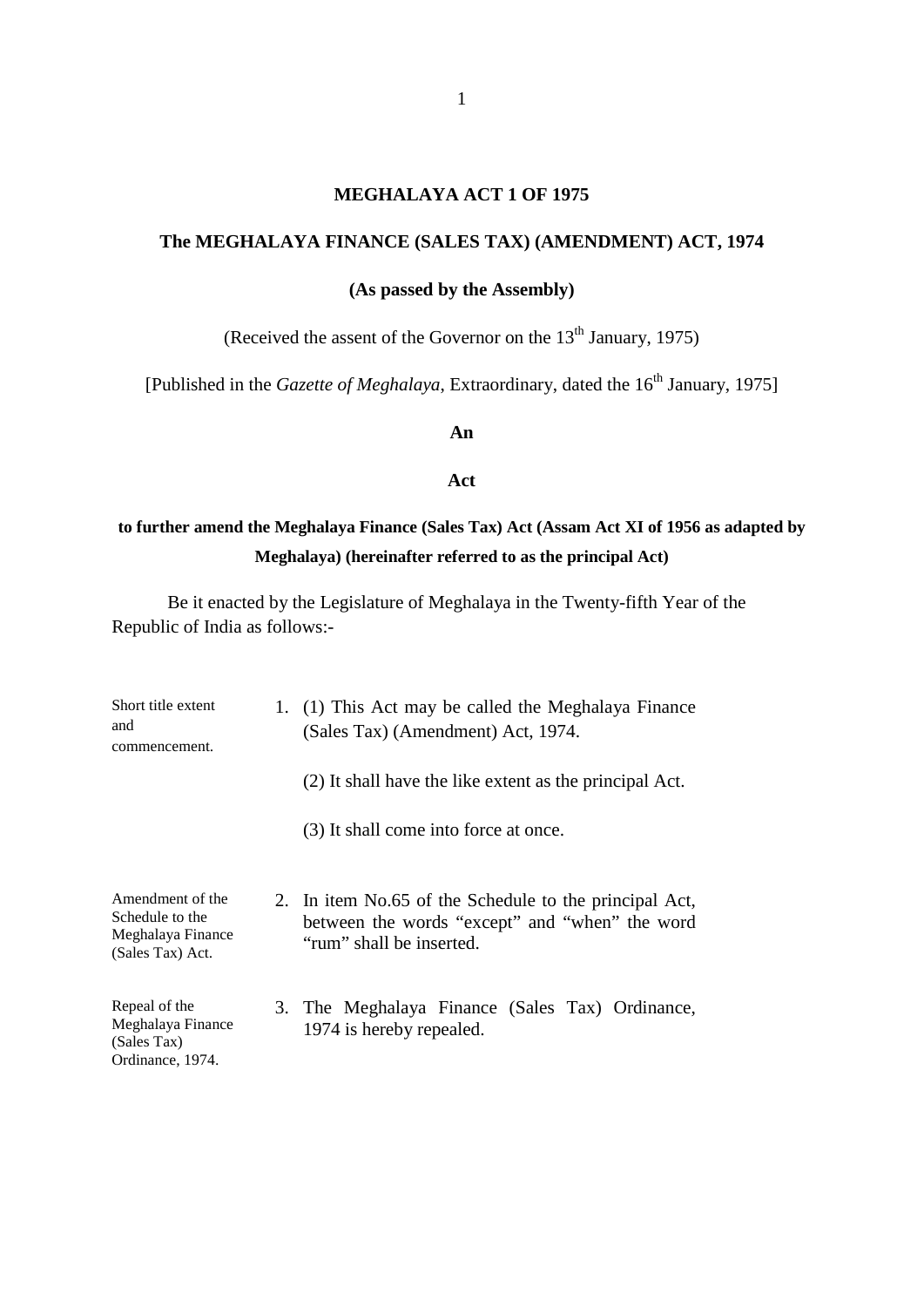# MEGHALAYA ACT 1 OF 1975

## The MEGHALAYA FINANCE (SALES TAX) (AMENDMENT) ACT, 1974

**(As passed by the Assembly)**

(Received the assent of the Governor on the 13th January, 1975)

[Published in the *Gazette of Meghalaya*, Extraordinary, dated the 16th January, 1975]

**An**

**Act**

**to further amend the Meghalaya Finance (Sales Tax) Act (Assam Act XI of 1956 as adapted by Meghalaya) (hereinafter referred to as the principal Act)**

Be it enacted by the Legislature of Meghalaya in the Twenty-fifth Year of the Republic of India as follows:-

*Short title extent and commencement.*

1. (1) This Act may be called the Meghalaya Finance (Sales Tax) (Amendment) Act, 1974.

   (2) It shall have the like extent as the principal Act.

   (3) It shall come into force at once.

*Amendment of the Schedule to the Meghalaya Finance (Sales Tax) Act.*

2. In item No.65 of the Schedule to the principal Act, between the words "except" and "when" the word "rum" shall be inserted.

*Repeal of the Meghalaya Finance (Sales Tax) Ordinance, 1974.*

3. The Meghalaya Finance (Sales Tax) Ordinance, 1974 is hereby repealed.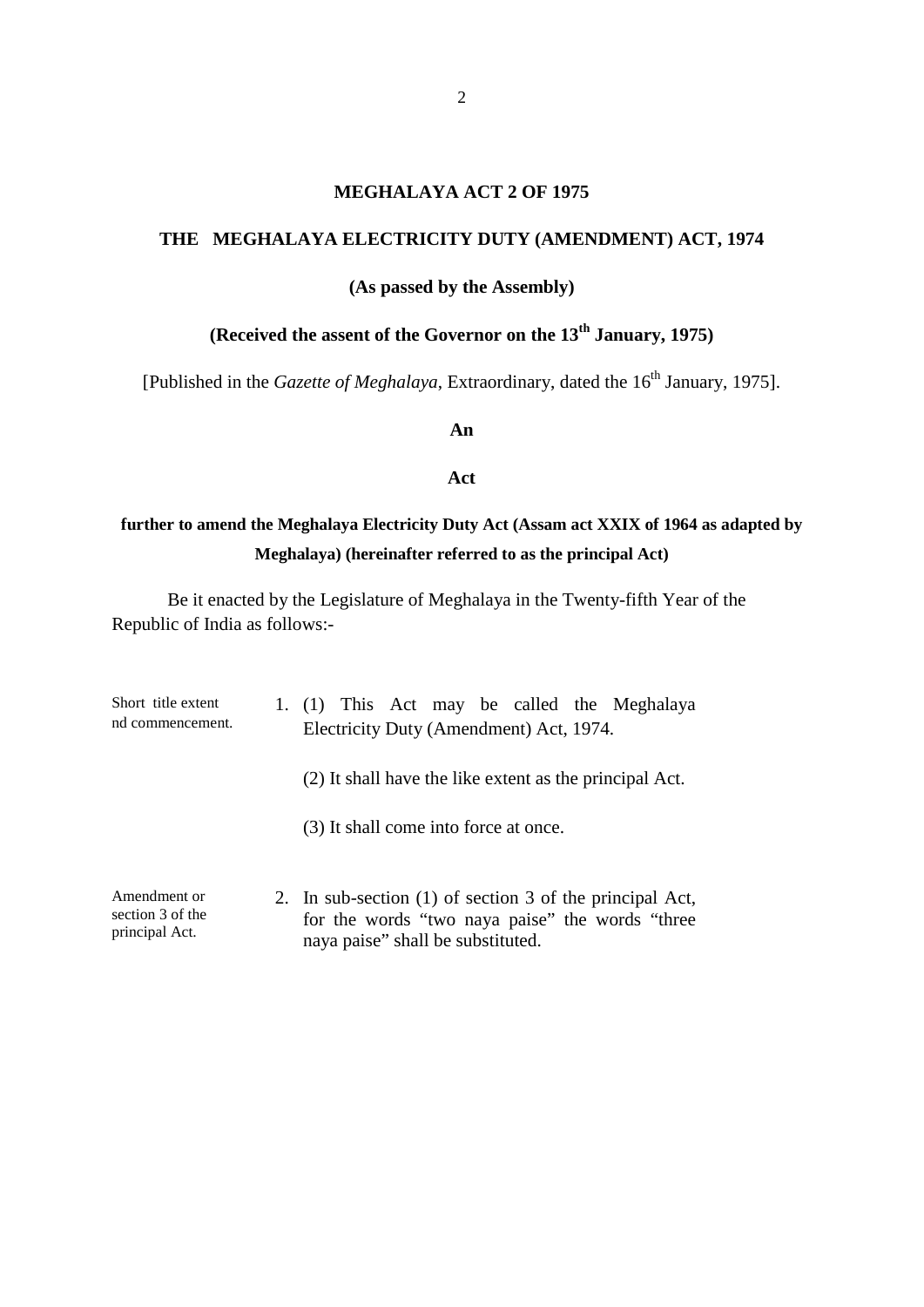## MEGHALAYA ACT 2 OF 1975

## THE MEGHALAYA ELECTRICITY DUTY (AMENDMENT) ACT, 1974

**(As passed by the Assembly)**

**(Received the assent of the Governor on the 13th January, 1975)**

[Published in the *Gazette of Meghalaya*, Extraordinary, dated the 16th January, 1975].

**An**

**Act**

**further to amend the Meghalaya Electricity Duty Act (Assam act XXIX of 1964 as adapted by Meghalaya) (hereinafter referred to as the principal Act)**

Be it enacted by the Legislature of Meghalaya in the Twenty-fifth Year of the Republic of India as follows:-

Short title extent nd commencement.

1. (1) This Act may be called the Meghalaya Electricity Duty (Amendment) Act, 1974.

   (2) It shall have the like extent as the principal Act.

   (3) It shall come into force at once.

Amendment or section 3 of the principal Act.

2. In sub-section (1) of section 3 of the principal Act, for the words "two naya paise" the words "three naya paise" shall be substituted.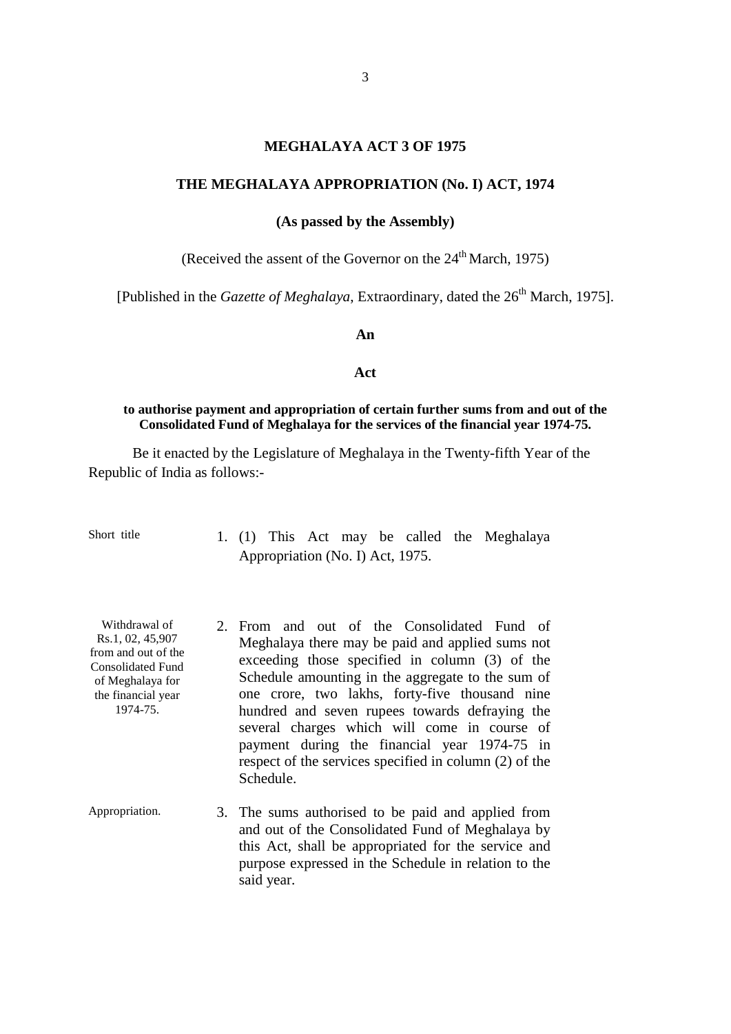## MEGHALAYA ACT 3 OF 1975

## THE MEGHALAYA APPROPRIATION (No. I) ACT, 1974

**(As passed by the Assembly)**

(Received the assent of the Governor on the 24th March, 1975)

[Published in the *Gazette of Meghalaya*, Extraordinary, dated the 26th March, 1975].

**An**

**Act**

**to authorise payment and appropriation of certain further sums from and out of the Consolidated Fund of Meghalaya for the services of the financial year 1974-75.**

Be it enacted by the Legislature of Meghalaya in the Twenty-fifth Year of the Republic of India as follows:-

Short title

1. (1) This Act may be called the Meghalaya Appropriation (No. I) Act, 1975.

Withdrawal of Rs.1, 02, 45,907 from and out of the Consolidated Fund of Meghalaya for the financial year 1974-75.

2. From and out of the Consolidated Fund of Meghalaya there may be paid and applied sums not exceeding those specified in column (3) of the Schedule amounting in the aggregate to the sum of one crore, two lakhs, forty-five thousand nine hundred and seven rupees towards defraying the several charges which will come in course of payment during the financial year 1974-75 in respect of the services specified in column (2) of the Schedule.

Appropriation.

3. The sums authorised to be paid and applied from and out of the Consolidated Fund of Meghalaya by this Act, shall be appropriated for the service and purpose expressed in the Schedule in relation to the said year.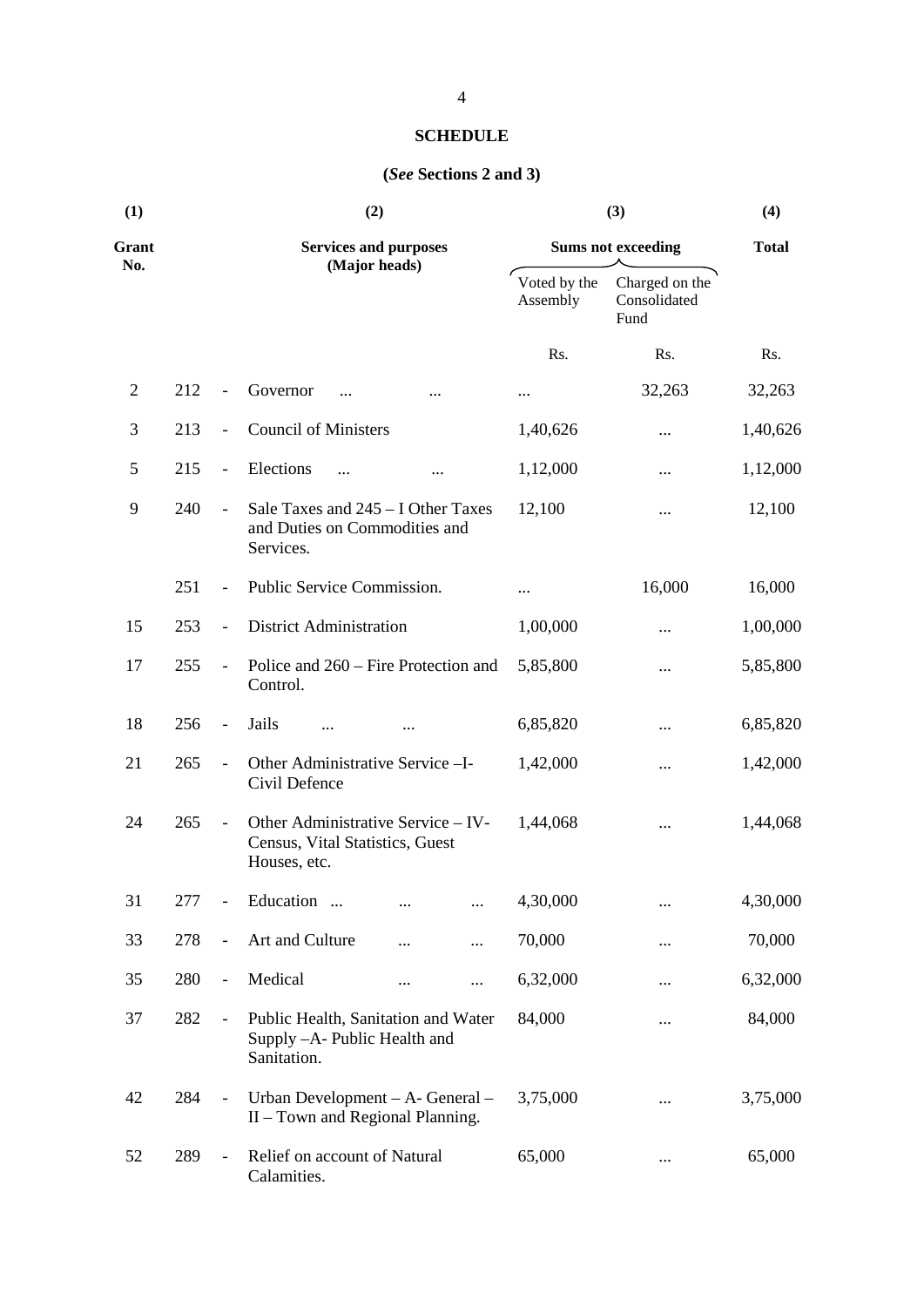# SCHEDULE

**(*See* Sections 2 and 3)**

| (1) | | | (2) | (3) | | (4) |
|---|---|---|---|---|---|---|
| **Grant No.** | | | **Services and purposes (Major heads)** | **Sums not exceeding** | | **Total** |
| | | | | Voted by the Assembly | Charged on the Consolidated Fund | |
| | | | | Rs. | Rs. | Rs. |
| 2 | 212 | - | Governor ... ... | ... | 32,263 | 32,263 |
| 3 | 213 | - | Council of Ministers | 1,40,626 | ... | 1,40,626 |
| 5 | 215 | - | Elections ... ... | 1,12,000 | ... | 1,12,000 |
| 9 | 240 | - | Sale Taxes and 245 – I Other Taxes and Duties on Commodities and Services. | 12,100 | ... | 12,100 |
| | 251 | - | Public Service Commission. | ... | 16,000 | 16,000 |
| 15 | 253 | - | District Administration | 1,00,000 | ... | 1,00,000 |
| 17 | 255 | - | Police and 260 – Fire Protection and Control. | 5,85,800 | ... | 5,85,800 |
| 18 | 256 | - | Jails ... ... | 6,85,820 | ... | 6,85,820 |
| 21 | 265 | - | Other Administrative Service –I- Civil Defence | 1,42,000 | ... | 1,42,000 |
| 24 | 265 | - | Other Administrative Service – IV- Census, Vital Statistics, Guest Houses, etc. | 1,44,068 | ... | 1,44,068 |
| 31 | 277 | - | Education ... ... ... | 4,30,000 | ... | 4,30,000 |
| 33 | 278 | - | Art and Culture ... ... | 70,000 | ... | 70,000 |
| 35 | 280 | - | Medical ... ... | 6,32,000 | ... | 6,32,000 |
| 37 | 282 | - | Public Health, Sanitation and Water Supply –A- Public Health and Sanitation. | 84,000 | ... | 84,000 |
| 42 | 284 | - | Urban Development – A- General – II – Town and Regional Planning. | 3,75,000 | ... | 3,75,000 |
| 52 | 289 | - | Relief on account of Natural Calamities. | 65,000 | ... | 65,000 |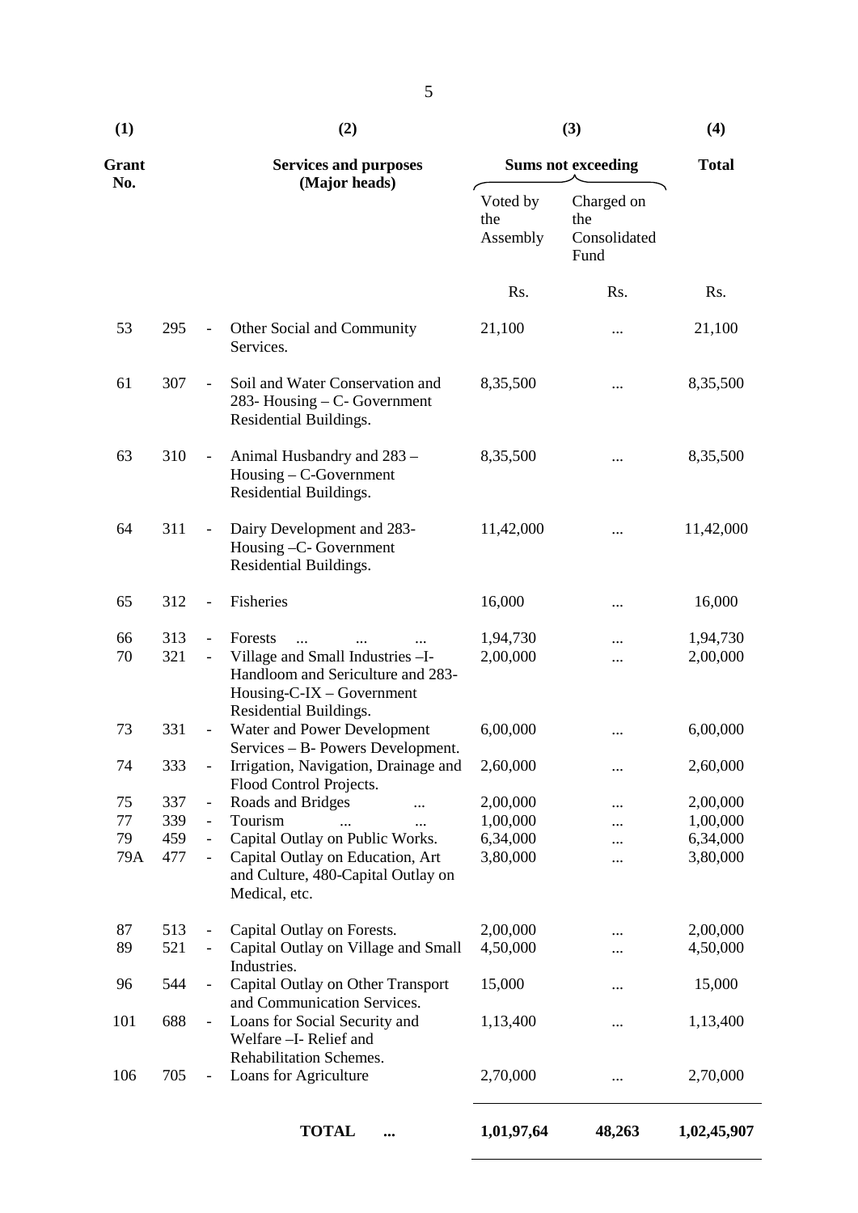| (1) | | | (2) | (3) | | (4) |
|---|---|---|---|---|---|---|
| Grant No. | | | Services and purposes (Major heads) | Sums not exceeding | | Total |
| | | | | Voted by the Assembly | Charged on the Consolidated Fund | |
| | | | | Rs. | Rs. | Rs. |
| 53 | 295 | - | Other Social and Community Services. | 21,100 | ... | 21,100 |
| 61 | 307 | - | Soil and Water Conservation and 283- Housing – C- Government Residential Buildings. | 8,35,500 | ... | 8,35,500 |
| 63 | 310 | - | Animal Husbandry and 283 – Housing – C-Government Residential Buildings. | 8,35,500 | ... | 8,35,500 |
| 64 | 311 | - | Dairy Development and 283- Housing –C- Government Residential Buildings. | 11,42,000 | ... | 11,42,000 |
| 65 | 312 | - | Fisheries | 16,000 | ... | 16,000 |
| 66 | 313 | - | Forests ... ... ... | 1,94,730 | ... | 1,94,730 |
| 70 | 321 | - | Village and Small Industries –I- Handloom and Sericulture and 283- Housing-C-IX – Government Residential Buildings. | 2,00,000 | ... | 2,00,000 |
| 73 | 331 | - | Water and Power Development Services – B- Powers Development. | 6,00,000 | ... | 6,00,000 |
| 74 | 333 | - | Irrigation, Navigation, Drainage and Flood Control Projects. | 2,60,000 | ... | 2,60,000 |
| 75 | 337 | - | Roads and Bridges ... | 2,00,000 | ... | 2,00,000 |
| 77 | 339 | - | Tourism ... ... | 1,00,000 | ... | 1,00,000 |
| 79 | 459 | - | Capital Outlay on Public Works. | 6,34,000 | ... | 6,34,000 |
| 79A | 477 | - | Capital Outlay on Education, Art and Culture, 480-Capital Outlay on Medical, etc. | 3,80,000 | ... | 3,80,000 |
| 87 | 513 | - | Capital Outlay on Forests. | 2,00,000 | ... | 2,00,000 |
| 89 | 521 | - | Capital Outlay on Village and Small Industries. | 4,50,000 | ... | 4,50,000 |
| 96 | 544 | - | Capital Outlay on Other Transport and Communication Services. | 15,000 | ... | 15,000 |
| 101 | 688 | - | Loans for Social Security and Welfare –I- Relief and Rehabilitation Schemes. | 1,13,400 | ... | 1,13,400 |
| 106 | 705 | - | Loans for Agriculture | 2,70,000 | ... | 2,70,000 |
| | | | **TOTAL ...** | **1,01,97,64** | **48,263** | **1,02,45,907** |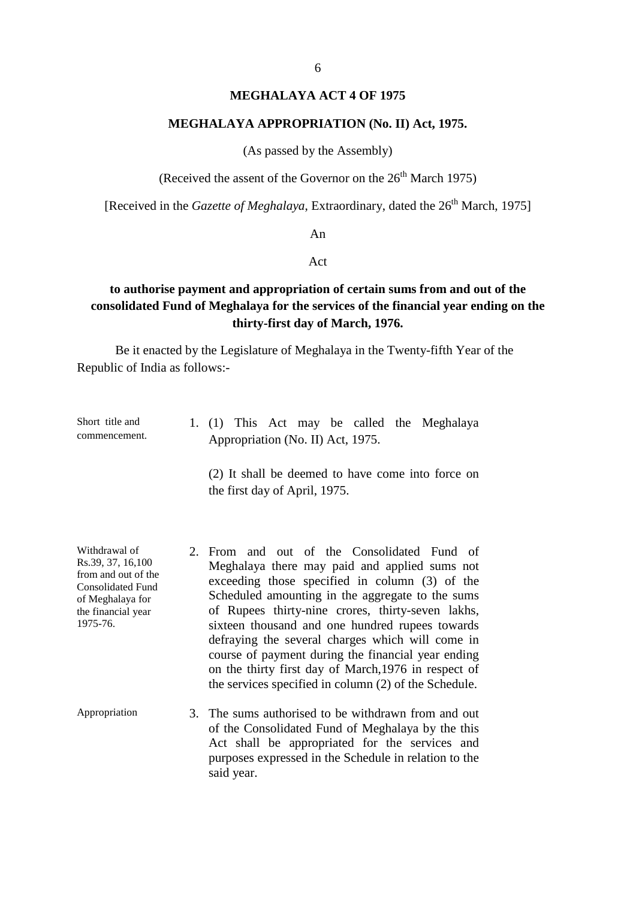# MEGHALAYA ACT 4 OF 1975

## MEGHALAYA APPROPRIATION (No. II) Act, 1975.

(As passed by the Assembly)

(Received the assent of the Governor on the 26th March 1975)

[Received in the *Gazette of Meghalaya*, Extraordinary, dated the 26th March, 1975]

An

Act

**to authorise payment and appropriation of certain sums from and out of the consolidated Fund of Meghalaya for the services of the financial year ending on the thirty-first day of March, 1976.**

Be it enacted by the Legislature of Meghalaya in the Twenty-fifth Year of the Republic of India as follows:-

*Short title and commencement.*

1. (1) This Act may be called the Meghalaya Appropriation (No. II) Act, 1975.

   (2) It shall be deemed to have come into force on the first day of April, 1975.

*Withdrawal of Rs.39, 37, 16,100 from and out of the Consolidated Fund of Meghalaya for the financial year 1975-76.*

2. From and out of the Consolidated Fund of Meghalaya there may paid and applied sums not exceeding those specified in column (3) of the Scheduled amounting in the aggregate to the sums of Rupees thirty-nine crores, thirty-seven lakhs, sixteen thousand and one hundred rupees towards defraying the several charges which will come in course of payment during the financial year ending on the thirty first day of March,1976 in respect of the services specified in column (2) of the Schedule.

*Appropriation*

3. The sums authorised to be withdrawn from and out of the Consolidated Fund of Meghalaya by the this Act shall be appropriated for the services and purposes expressed in the Schedule in relation to the said year.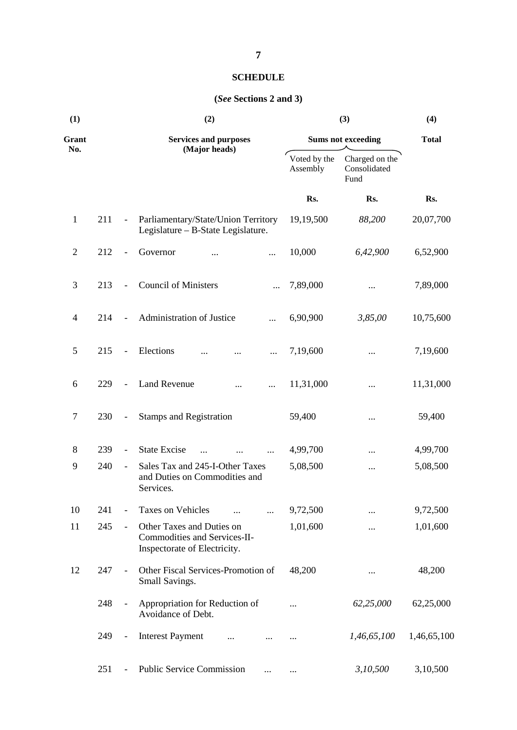**SCHEDULE**

**(*See* Sections 2 and 3)**

| (1) | | | (2) | (3) | | (4) |
|---|---|---|---|---|---|---|
| **Grant No.** | | | **Services and purposes (Major heads)** | **Sums not exceeding** | | **Total** |
| | | | | Voted by the Assembly | Charged on the Consolidated Fund | |
| | | | | **Rs.** | **Rs.** | **Rs.** |
| 1 | 211 | - | Parliamentary/State/Union Territory Legislature – B-State Legislature. | 19,19,500 | *88,200* | 20,07,700 |
| 2 | 212 | - | Governor ... ... | 10,000 | *6,42,900* | 6,52,900 |
| 3 | 213 | - | Council of Ministers ... | 7,89,000 | ... | 7,89,000 |
| 4 | 214 | - | Administration of Justice ... | 6,90,900 | *3,85,00* | 10,75,600 |
| 5 | 215 | - | Elections ... ... ... | 7,19,600 | ... | 7,19,600 |
| 6 | 229 | - | Land Revenue ... ... | 11,31,000 | ... | 11,31,000 |
| 7 | 230 | - | Stamps and Registration | 59,400 | ... | 59,400 |
| 8 | 239 | - | State Excise ... ... ... | 4,99,700 | ... | 4,99,700 |
| 9 | 240 | - | Sales Tax and 245-I-Other Taxes and Duties on Commodities and Services. | 5,08,500 | ... | 5,08,500 |
| 10 | 241 | - | Taxes on Vehicles ... ... | 9,72,500 | ... | 9,72,500 |
| 11 | 245 | - | Other Taxes and Duties on Commodities and Services-II-Inspectorate of Electricity. | 1,01,600 | ... | 1,01,600 |
| 12 | 247 | - | Other Fiscal Services-Promotion of Small Savings. | 48,200 | ... | 48,200 |
| | 248 | - | Appropriation for Reduction of Avoidance of Debt. | ... | *62,25,000* | 62,25,000 |
| | 249 | - | Interest Payment ... ... | ... | *1,46,65,100* | 1,46,65,100 |
| | 251 | - | Public Service Commission ... | ... | *3,10,500* | 3,10,500 |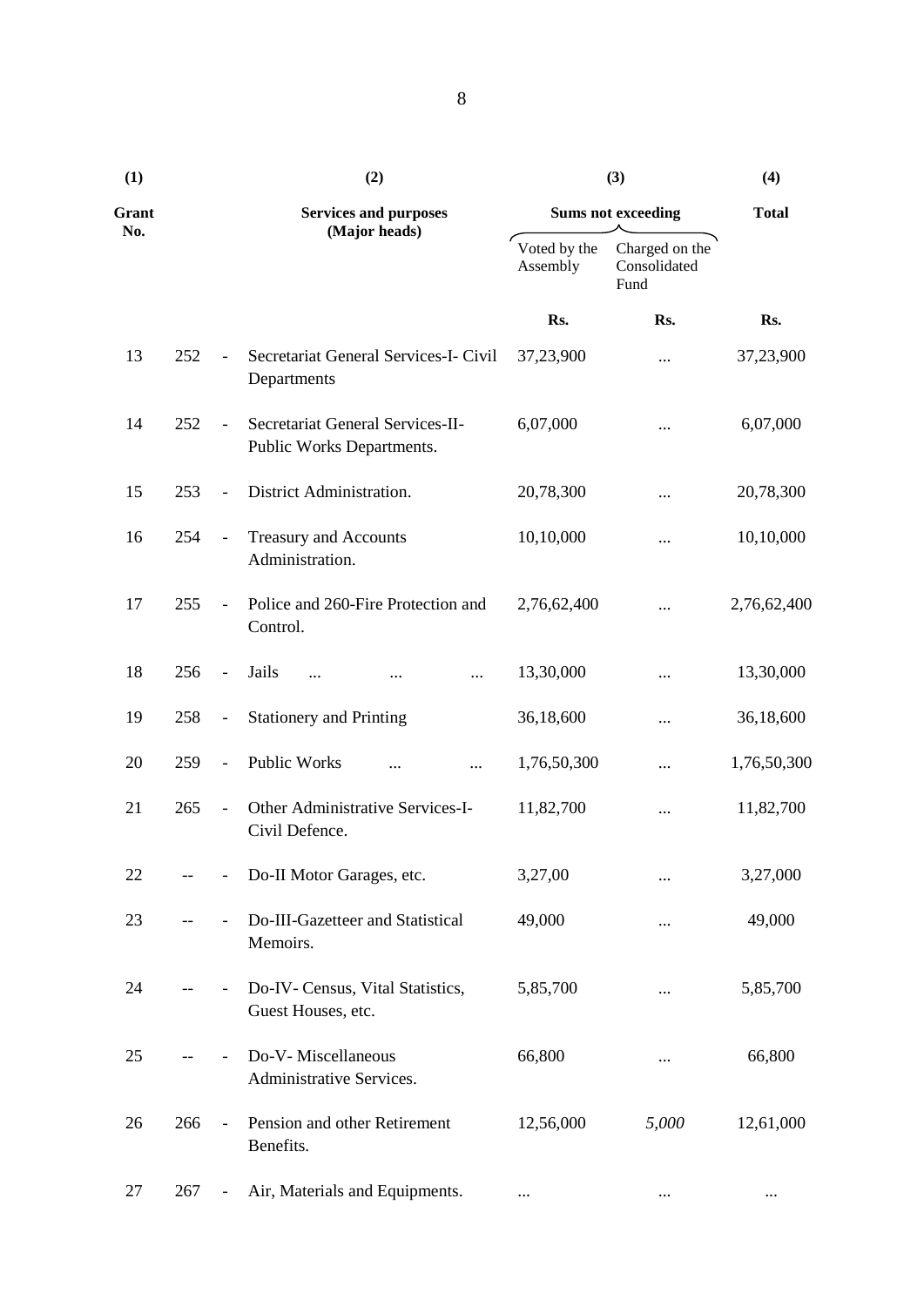| (1) | | | (2) | (3) | | (4) |
|---|---|---|---|---|---|---|
| **Grant No.** | | | **Services and purposes (Major heads)** | **Sums not exceeding** | | **Total** |
| | | | | Voted by the Assembly | Charged on the Consolidated Fund | |
| | | | | **Rs.** | **Rs.** | **Rs.** |
| 13 | 252 | - | Secretariat General Services-I- Civil Departments | 37,23,900 | ... | 37,23,900 |
| 14 | 252 | - | Secretariat General Services-II- Public Works Departments. | 6,07,000 | ... | 6,07,000 |
| 15 | 253 | - | District Administration. | 20,78,300 | ... | 20,78,300 |
| 16 | 254 | - | Treasury and Accounts Administration. | 10,10,000 | ... | 10,10,000 |
| 17 | 255 | - | Police and 260-Fire Protection and Control. | 2,76,62,400 | ... | 2,76,62,400 |
| 18 | 256 | - | Jails ... ... ... | 13,30,000 | ... | 13,30,000 |
| 19 | 258 | - | Stationery and Printing | 36,18,600 | ... | 36,18,600 |
| 20 | 259 | - | Public Works ... ... | 1,76,50,300 | ... | 1,76,50,300 |
| 21 | 265 | - | Other Administrative Services-I- Civil Defence. | 11,82,700 | ... | 11,82,700 |
| 22 | -- | - | Do-II Motor Garages, etc. | 3,27,00 | ... | 3,27,000 |
| 23 | -- | - | Do-III-Gazetteer and Statistical Memoirs. | 49,000 | ... | 49,000 |
| 24 | -- | - | Do-IV- Census, Vital Statistics, Guest Houses, etc. | 5,85,700 | ... | 5,85,700 |
| 25 | -- | - | Do-V- Miscellaneous Administrative Services. | 66,800 | ... | 66,800 |
| 26 | 266 | - | Pension and other Retirement Benefits. | 12,56,000 | *5,000* | 12,61,000 |
| 27 | 267 | - | Air, Materials and Equipments. | ... | ... | ... |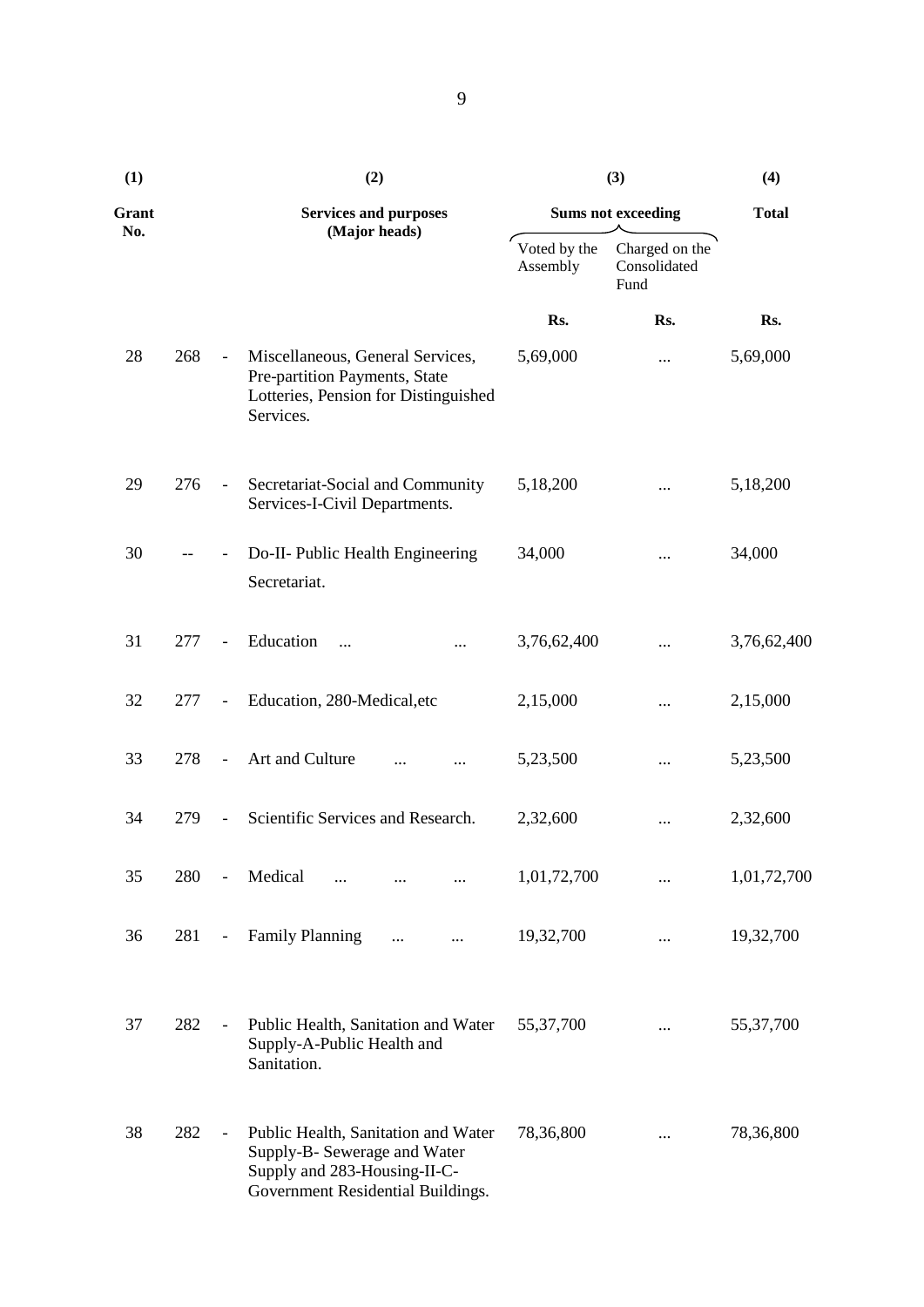| (1) | | | (2) | (3) | | (4) |
|---|---|---|---|---|---|---|
| Grant No. | | | Services and purposes (Major heads) | Sums not exceeding | | Total |
| | | | | Voted by the Assembly | Charged on the Consolidated Fund | |
| | | | | Rs. | Rs. | Rs. |
| 28 | 268 | - | Miscellaneous, General Services, Pre-partition Payments, State Lotteries, Pension for Distinguished Services. | 5,69,000 | ... | 5,69,000 |
| 29 | 276 | - | Secretariat-Social and Community Services-I-Civil Departments. | 5,18,200 | ... | 5,18,200 |
| 30 | -- | - | Do-II- Public Health Engineering Secretariat. | 34,000 | ... | 34,000 |
| 31 | 277 | - | Education ... ... | 3,76,62,400 | ... | 3,76,62,400 |
| 32 | 277 | - | Education, 280-Medical,etc | 2,15,000 | ... | 2,15,000 |
| 33 | 278 | - | Art and Culture ... ... | 5,23,500 | ... | 5,23,500 |
| 34 | 279 | - | Scientific Services and Research. | 2,32,600 | ... | 2,32,600 |
| 35 | 280 | - | Medical ... ... ... | 1,01,72,700 | ... | 1,01,72,700 |
| 36 | 281 | - | Family Planning ... ... | 19,32,700 | ... | 19,32,700 |
| 37 | 282 | - | Public Health, Sanitation and Water Supply-A-Public Health and Sanitation. | 55,37,700 | ... | 55,37,700 |
| 38 | 282 | - | Public Health, Sanitation and Water Supply-B- Sewerage and Water Supply and 283-Housing-II-C-Government Residential Buildings. | 78,36,800 | ... | 78,36,800 |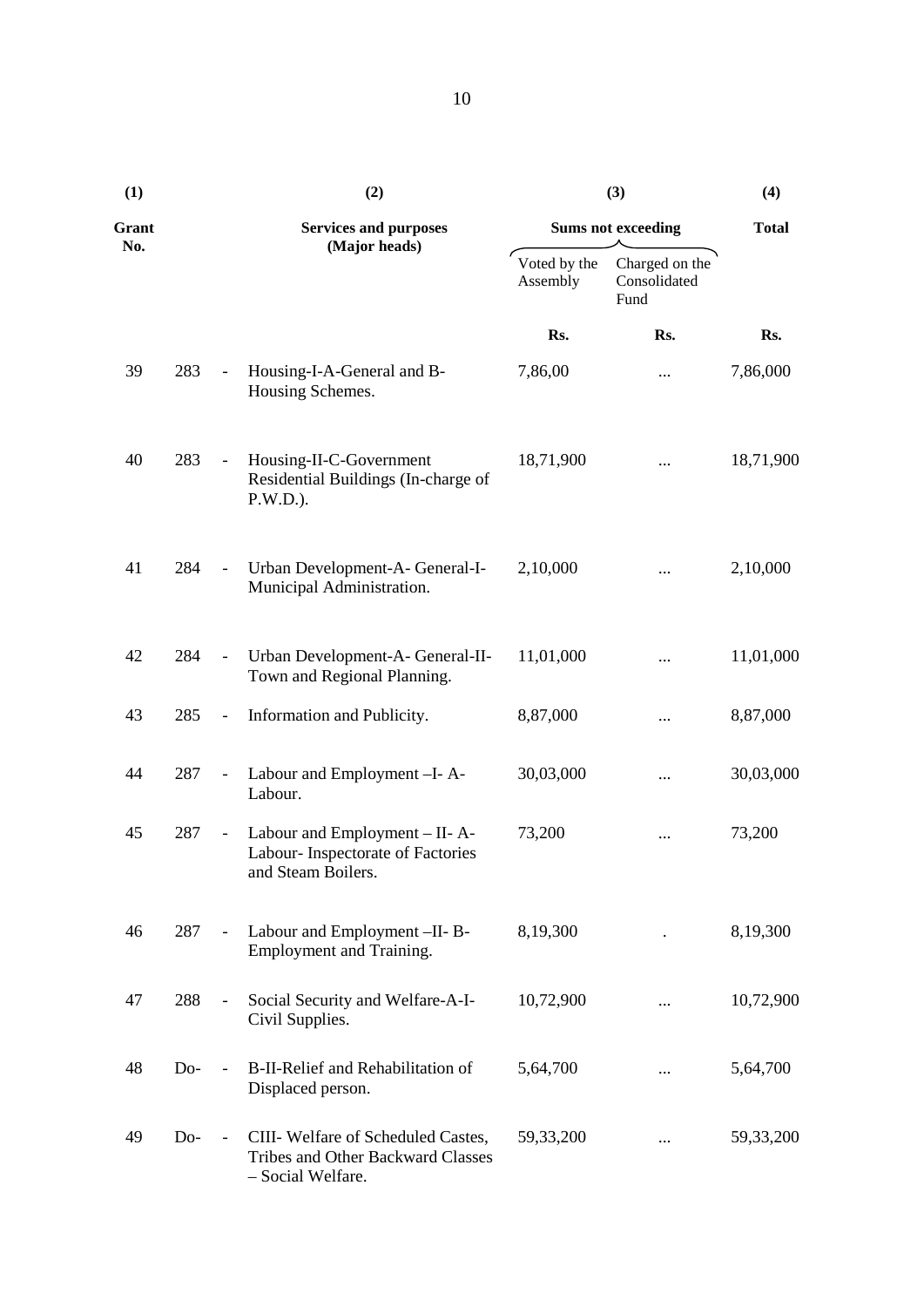| (1) | | | (2) | (3) | | (4) |
|---|---|---|---|---|---|---|
| Grant No. | | | Services and purposes (Major heads) | Sums not exceeding | | Total |
| | | | | Voted by the Assembly | Charged on the Consolidated Fund | |
| | | | | Rs. | Rs. | Rs. |
| 39 | 283 | - | Housing-I-A-General and B-Housing Schemes. | 7,86,00 | ... | 7,86,000 |
| 40 | 283 | - | Housing-II-C-Government Residential Buildings (In-charge of P.W.D.). | 18,71,900 | ... | 18,71,900 |
| 41 | 284 | - | Urban Development-A- General-I-Municipal Administration. | 2,10,000 | ... | 2,10,000 |
| 42 | 284 | - | Urban Development-A- General-II-Town and Regional Planning. | 11,01,000 | ... | 11,01,000 |
| 43 | 285 | - | Information and Publicity. | 8,87,000 | ... | 8,87,000 |
| 44 | 287 | - | Labour and Employment –I- A-Labour. | 30,03,000 | ... | 30,03,000 |
| 45 | 287 | - | Labour and Employment – II- A-Labour- Inspectorate of Factories and Steam Boilers. | 73,200 | ... | 73,200 |
| 46 | 287 | - | Labour and Employment –II- B-Employment and Training. | 8,19,300 | . | 8,19,300 |
| 47 | 288 | - | Social Security and Welfare-A-I-Civil Supplies. | 10,72,900 | ... | 10,72,900 |
| 48 | Do- | - | B-II-Relief and Rehabilitation of Displaced person. | 5,64,700 | ... | 5,64,700 |
| 49 | Do- | - | CIII- Welfare of Scheduled Castes, Tribes and Other Backward Classes – Social Welfare. | 59,33,200 | ... | 59,33,200 |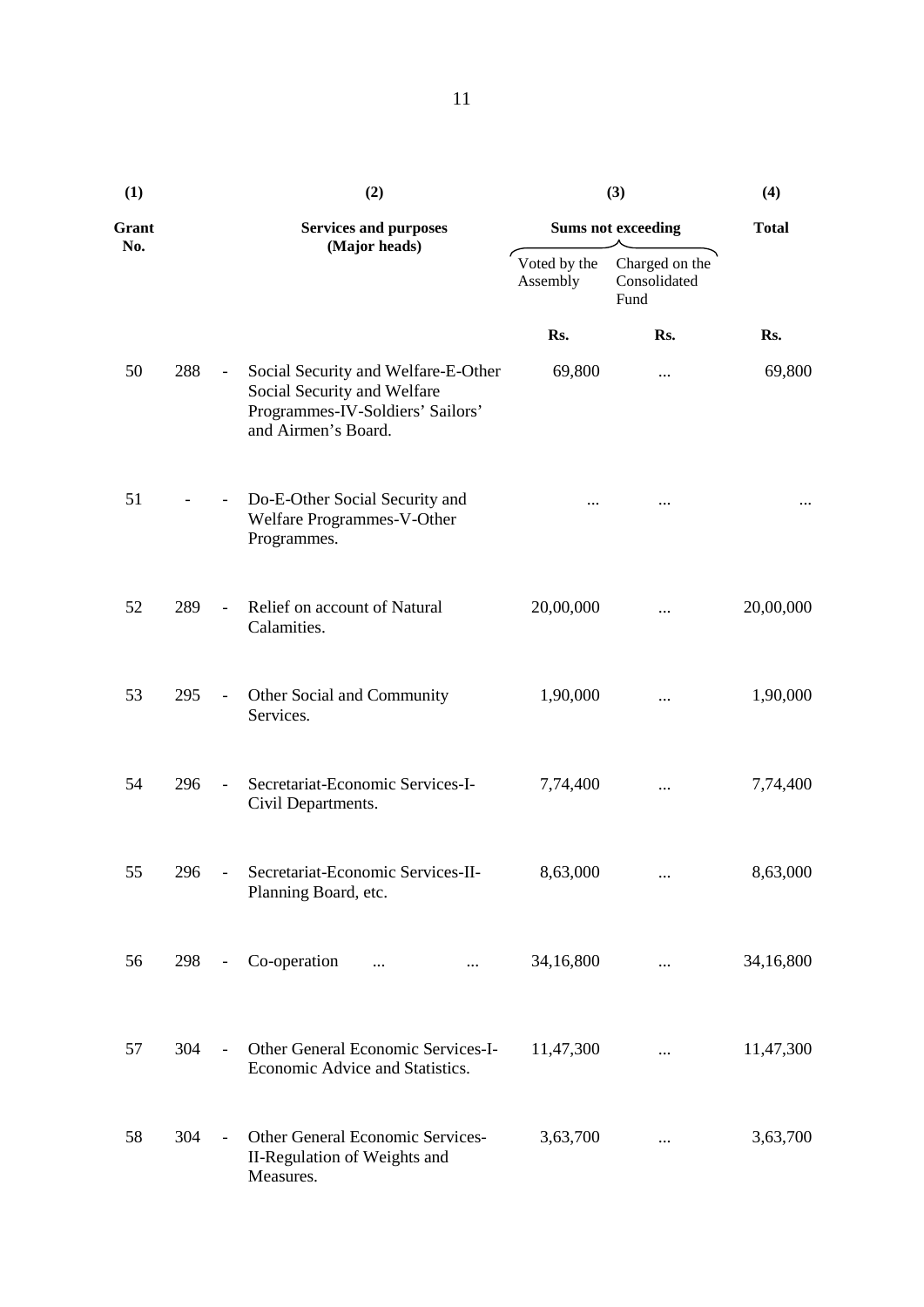| (1) | | | (2) | (3) | | (4) |
|---|---|---|---|---|---|---|
| **Grant No.** | | | **Services and purposes (Major heads)** | **Sums not exceeding** | | **Total** |
| | | | | Voted by the Assembly | Charged on the Consolidated Fund | |
| | | | | **Rs.** | **Rs.** | **Rs.** |
| 50 | 288 | - | Social Security and Welfare-E-Other Social Security and Welfare Programmes-IV-Soldiers' Sailors' and Airmen's Board. | 69,800 | ... | 69,800 |
| 51 | - | - | Do-E-Other Social Security and Welfare Programmes-V-Other Programmes. | ... | ... | ... |
| 52 | 289 | - | Relief on account of Natural Calamities. | 20,00,000 | ... | 20,00,000 |
| 53 | 295 | - | Other Social and Community Services. | 1,90,000 | ... | 1,90,000 |
| 54 | 296 | - | Secretariat-Economic Services-I-Civil Departments. | 7,74,400 | ... | 7,74,400 |
| 55 | 296 | - | Secretariat-Economic Services-II-Planning Board, etc. | 8,63,000 | ... | 8,63,000 |
| 56 | 298 | - | Co-operation ... ... | 34,16,800 | ... | 34,16,800 |
| 57 | 304 | - | Other General Economic Services-I-Economic Advice and Statistics. | 11,47,300 | ... | 11,47,300 |
| 58 | 304 | - | Other General Economic Services-II-Regulation of Weights and Measures. | 3,63,700 | ... | 3,63,700 |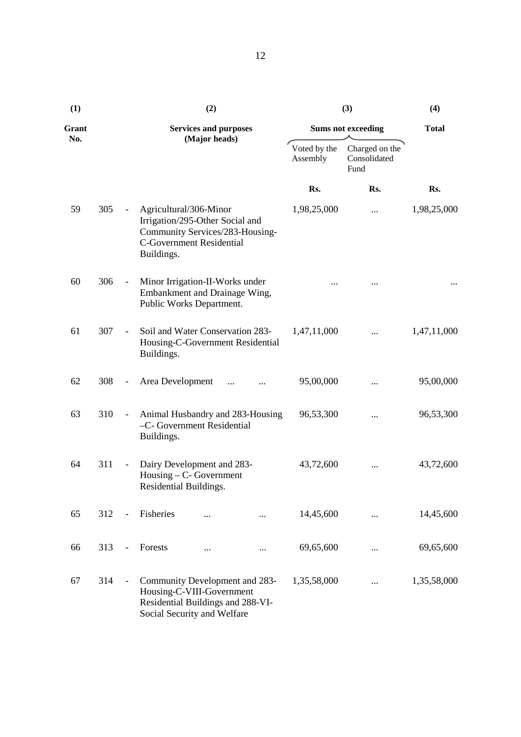| (1) | | (2) | (3) | | (4) |
|---|---|---|---|---|---|
| **Grant No.** | | **Services and purposes (Major heads)** | **Sums not exceeding** | | **Total** |
| | | | Voted by the Assembly | Charged on the Consolidated Fund | |
| | | | **Rs.** | **Rs.** | **Rs.** |
| 59 | 305 | - Agricultural/306-Minor Irrigation/295-Other Social and Community Services/283-Housing-C-Government Residential Buildings. | 1,98,25,000 | ... | 1,98,25,000 |
| 60 | 306 | - Minor Irrigation-II-Works under Embankment and Drainage Wing, Public Works Department. | ... | ... | ... |
| 61 | 307 | - Soil and Water Conservation 283-Housing-C-Government Residential Buildings. | 1,47,11,000 | ... | 1,47,11,000 |
| 62 | 308 | - Area Development ... ... | 95,00,000 | ... | 95,00,000 |
| 63 | 310 | - Animal Husbandry and 283-Housing –C- Government Residential Buildings. | 96,53,300 | ... | 96,53,300 |
| 64 | 311 | - Dairy Development and 283-Housing – C- Government Residential Buildings. | 43,72,600 | ... | 43,72,600 |
| 65 | 312 | - Fisheries ... ... | 14,45,600 | ... | 14,45,600 |
| 66 | 313 | - Forests ... ... | 69,65,600 | ... | 69,65,600 |
| 67 | 314 | - Community Development and 283-Housing-C-VIII-Government Residential Buildings and 288-VI-Social Security and Welfare | 1,35,58,000 | ... | 1,35,58,000 |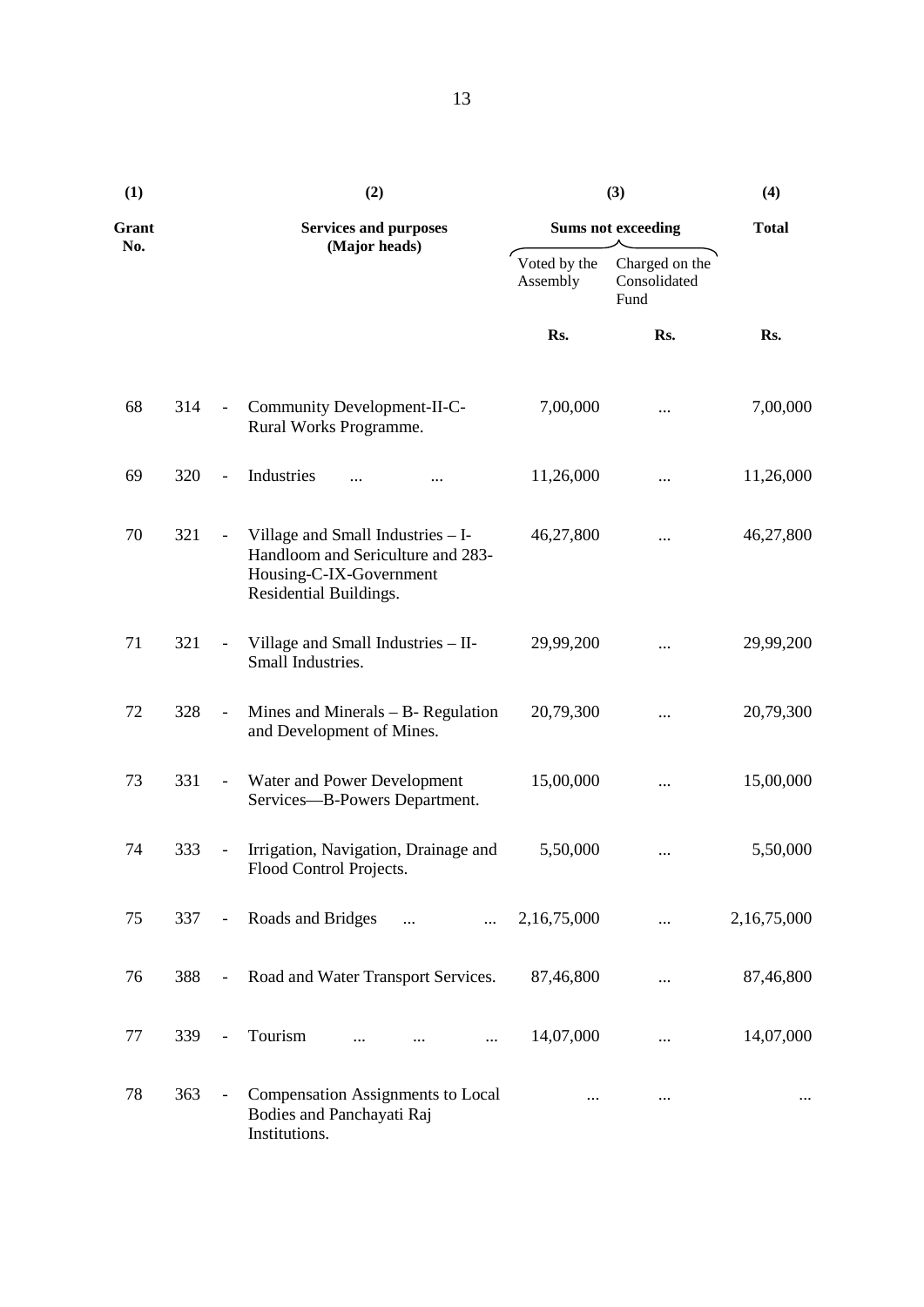| (1) | | | (2) | (3) | | (4) |
|---|---|---|---|---|---|---|
| **Grant No.** | | | **Services and purposes (Major heads)** | **Sums not exceeding** | | **Total** |
| | | | | Voted by the Assembly | Charged on the Consolidated Fund | |
| | | | | **Rs.** | **Rs.** | **Rs.** |
| 68 | 314 | - | Community Development-II-C-Rural Works Programme. | 7,00,000 | ... | 7,00,000 |
| 69 | 320 | - | Industries ... ... | 11,26,000 | ... | 11,26,000 |
| 70 | 321 | - | Village and Small Industries – I-Handloom and Sericulture and 283-Housing-C-IX-Government Residential Buildings. | 46,27,800 | ... | 46,27,800 |
| 71 | 321 | - | Village and Small Industries – II-Small Industries. | 29,99,200 | ... | 29,99,200 |
| 72 | 328 | - | Mines and Minerals – B- Regulation and Development of Mines. | 20,79,300 | ... | 20,79,300 |
| 73 | 331 | - | Water and Power Development Services—B-Powers Department. | 15,00,000 | ... | 15,00,000 |
| 74 | 333 | - | Irrigation, Navigation, Drainage and Flood Control Projects. | 5,50,000 | ... | 5,50,000 |
| 75 | 337 | - | Roads and Bridges ... ... | 2,16,75,000 | ... | 2,16,75,000 |
| 76 | 388 | - | Road and Water Transport Services. | 87,46,800 | ... | 87,46,800 |
| 77 | 339 | - | Tourism ... ... ... | 14,07,000 | ... | 14,07,000 |
| 78 | 363 | - | Compensation Assignments to Local Bodies and Panchayati Raj Institutions. | ... | ... | ... |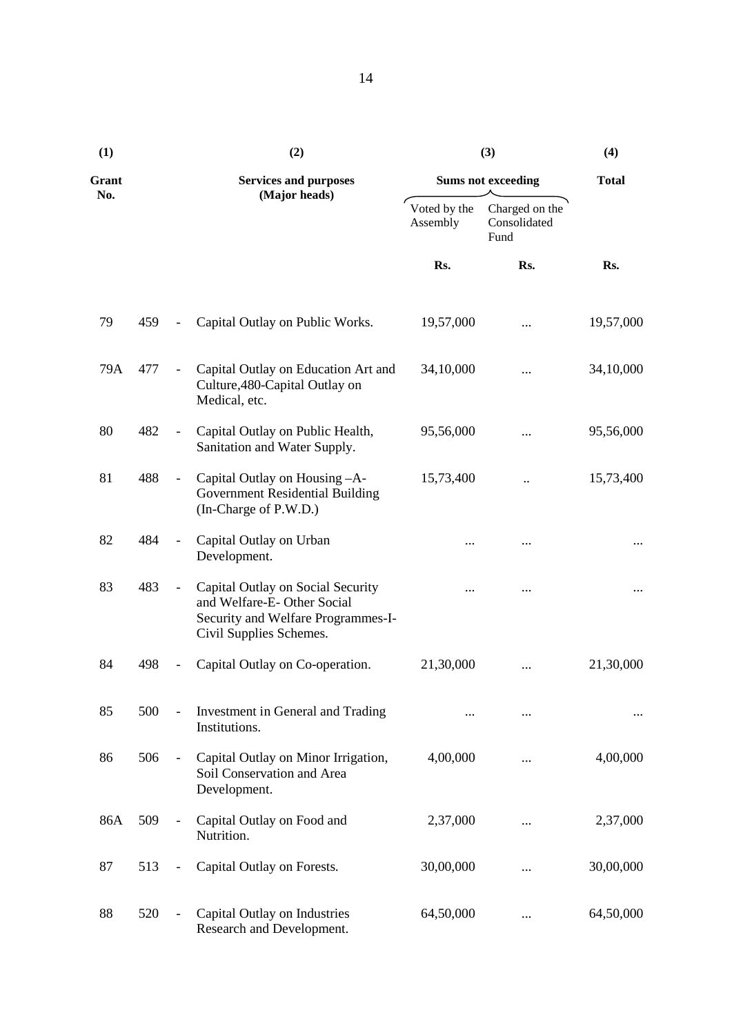| (1) | | | (2) | (3) | | (4) |
|---|---|---|---|---|---|---|
| Grant No. | | | Services and purposes (Major heads) | Sums not exceeding | | Total |
| | | | | Voted by the Assembly | Charged on the Consolidated Fund | |
| | | | | Rs. | Rs. | Rs. |
| 79 | 459 | - | Capital Outlay on Public Works. | 19,57,000 | ... | 19,57,000 |
| 79A | 477 | - | Capital Outlay on Education Art and Culture,480-Capital Outlay on Medical, etc. | 34,10,000 | ... | 34,10,000 |
| 80 | 482 | - | Capital Outlay on Public Health, Sanitation and Water Supply. | 95,56,000 | ... | 95,56,000 |
| 81 | 488 | - | Capital Outlay on Housing –A-Government Residential Building (In-Charge of P.W.D.) | 15,73,400 | .. | 15,73,400 |
| 82 | 484 | - | Capital Outlay on Urban Development. | ... | ... | ... |
| 83 | 483 | - | Capital Outlay on Social Security and Welfare-E- Other Social Security and Welfare Programmes-I-Civil Supplies Schemes. | ... | ... | ... |
| 84 | 498 | - | Capital Outlay on Co-operation. | 21,30,000 | ... | 21,30,000 |
| 85 | 500 | - | Investment in General and Trading Institutions. | ... | ... | ... |
| 86 | 506 | - | Capital Outlay on Minor Irrigation, Soil Conservation and Area Development. | 4,00,000 | ... | 4,00,000 |
| 86A | 509 | - | Capital Outlay on Food and Nutrition. | 2,37,000 | ... | 2,37,000 |
| 87 | 513 | - | Capital Outlay on Forests. | 30,00,000 | ... | 30,00,000 |
| 88 | 520 | - | Capital Outlay on Industries Research and Development. | 64,50,000 | ... | 64,50,000 |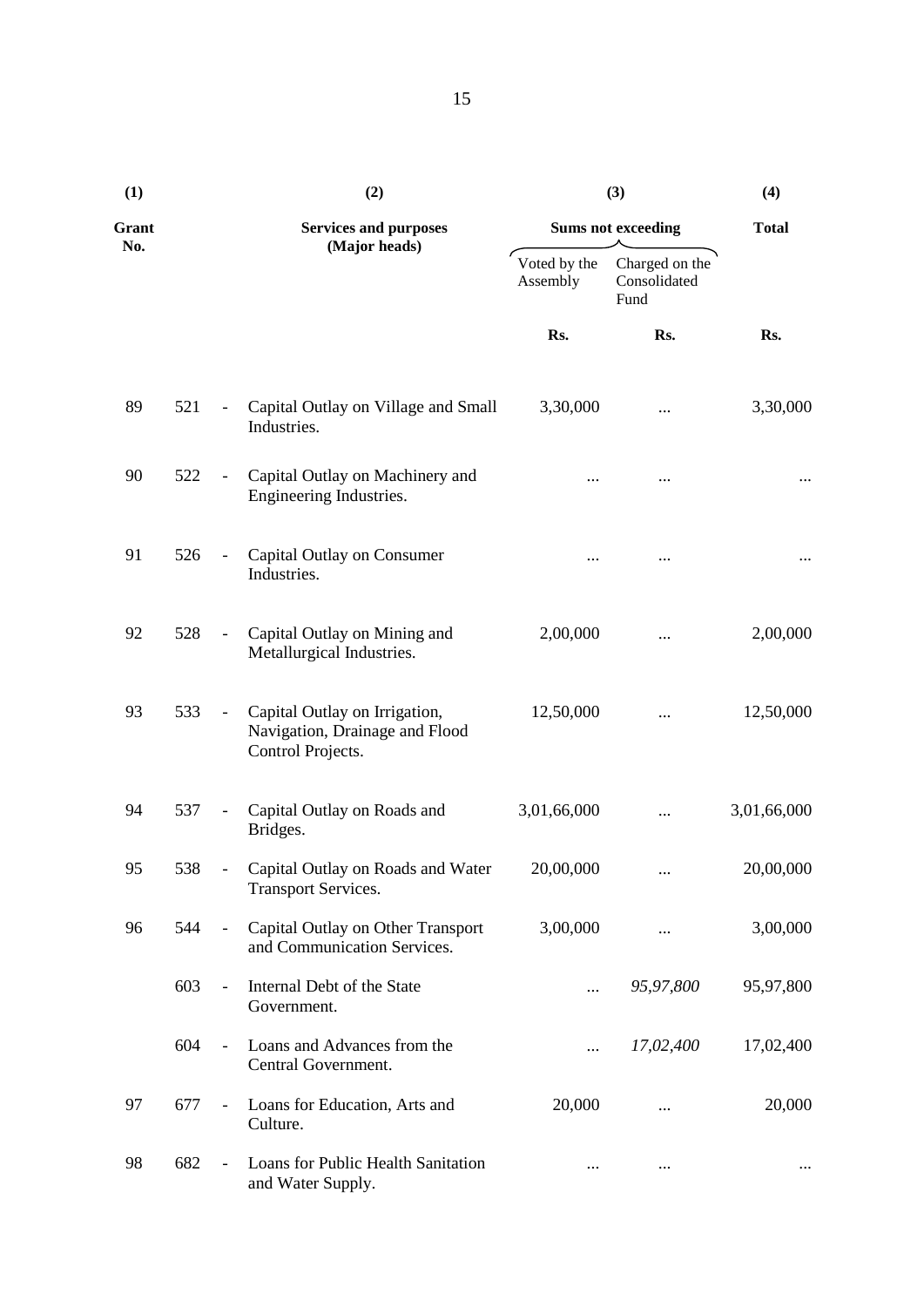| (1) | | | (2) | (3) | | (4) |
|---|---|---|---|---|---|---|
| Grant No. | | | Services and purposes (Major heads) | Sums not exceeding | | Total |
| | | | | Voted by the Assembly | Charged on the Consolidated Fund | |
| | | | | Rs. | Rs. | Rs. |
| 89 | 521 | - | Capital Outlay on Village and Small Industries. | 3,30,000 | ... | 3,30,000 |
| 90 | 522 | - | Capital Outlay on Machinery and Engineering Industries. | ... | ... | ... |
| 91 | 526 | - | Capital Outlay on Consumer Industries. | ... | ... | ... |
| 92 | 528 | - | Capital Outlay on Mining and Metallurgical Industries. | 2,00,000 | ... | 2,00,000 |
| 93 | 533 | - | Capital Outlay on Irrigation, Navigation, Drainage and Flood Control Projects. | 12,50,000 | ... | 12,50,000 |
| 94 | 537 | - | Capital Outlay on Roads and Bridges. | 3,01,66,000 | ... | 3,01,66,000 |
| 95 | 538 | - | Capital Outlay on Roads and Water Transport Services. | 20,00,000 | ... | 20,00,000 |
| 96 | 544 | - | Capital Outlay on Other Transport and Communication Services. | 3,00,000 | ... | 3,00,000 |
| | 603 | - | Internal Debt of the State Government. | ... | *95,97,800* | 95,97,800 |
| | 604 | - | Loans and Advances from the Central Government. | ... | *17,02,400* | 17,02,400 |
| 97 | 677 | - | Loans for Education, Arts and Culture. | 20,000 | ... | 20,000 |
| 98 | 682 | - | Loans for Public Health Sanitation and Water Supply. | ... | ... | ... |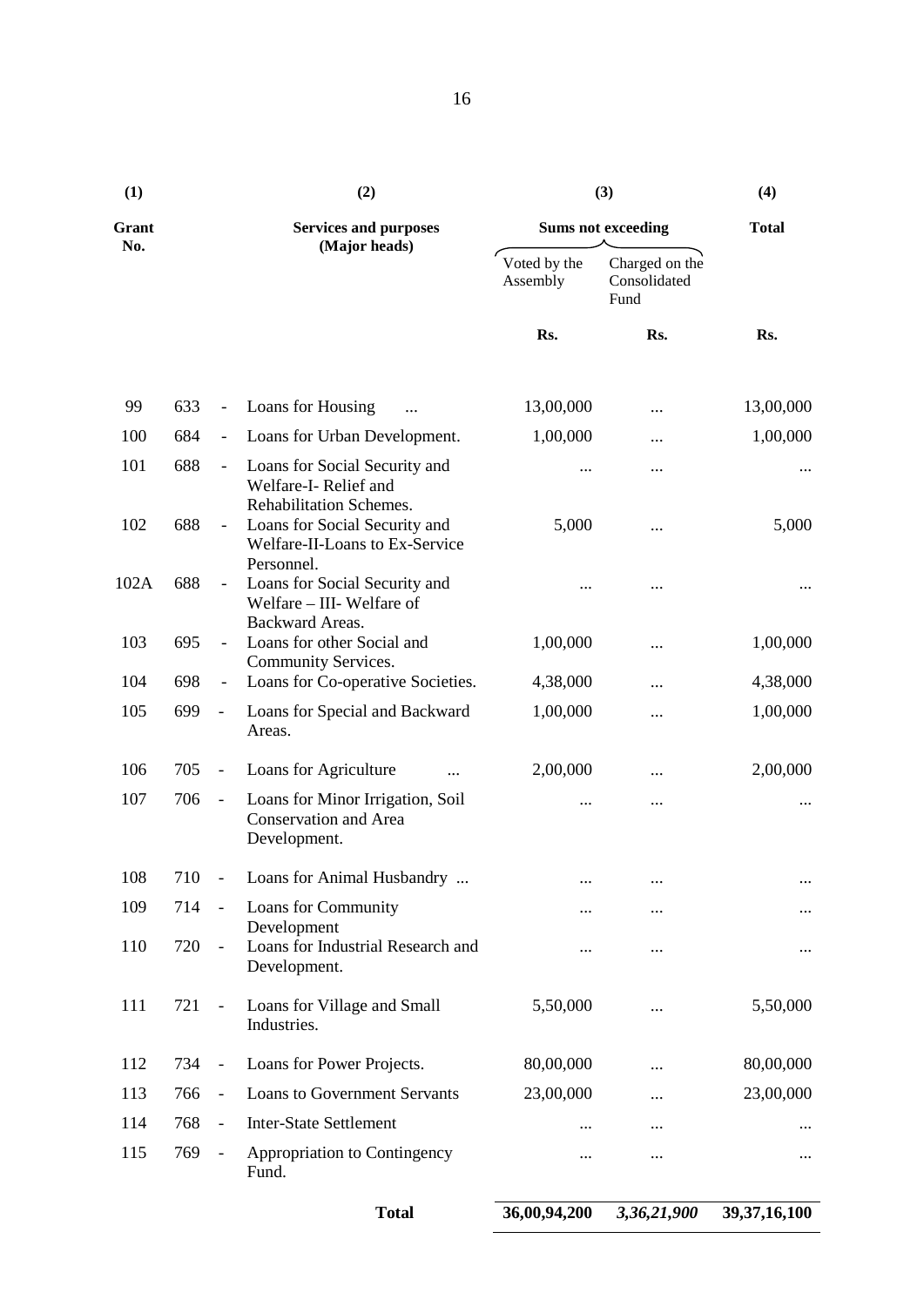| (1) | | | (2) | (3) | | (4) |
|---|---|---|---|---|---|---|
| **Grant No.** | | | **Services and purposes (Major heads)** | **Sums not exceeding** | | **Total** |
| | | | | Voted by the Assembly | Charged on the Consolidated Fund | |
| | | | | **Rs.** | **Rs.** | **Rs.** |
| 99 | 633 | - | Loans for Housing ... | 13,00,000 | ... | 13,00,000 |
| 100 | 684 | - | Loans for Urban Development. | 1,00,000 | ... | 1,00,000 |
| 101 | 688 | - | Loans for Social Security and Welfare-I- Relief and Rehabilitation Schemes. | ... | ... | ... |
| 102 | 688 | - | Loans for Social Security and Welfare-II-Loans to Ex-Service Personnel. | 5,000 | ... | 5,000 |
| 102A | 688 | - | Loans for Social Security and Welfare – III- Welfare of Backward Areas. | ... | ... | ... |
| 103 | 695 | - | Loans for other Social and Community Services. | 1,00,000 | ... | 1,00,000 |
| 104 | 698 | - | Loans for Co-operative Societies. | 4,38,000 | ... | 4,38,000 |
| 105 | 699 | - | Loans for Special and Backward Areas. | 1,00,000 | ... | 1,00,000 |
| 106 | 705 | - | Loans for Agriculture ... | 2,00,000 | ... | 2,00,000 |
| 107 | 706 | - | Loans for Minor Irrigation, Soil Conservation and Area Development. | ... | ... | ... |
| 108 | 710 | - | Loans for Animal Husbandry ... | ... | ... | ... |
| 109 | 714 | - | Loans for Community Development | ... | ... | ... |
| 110 | 720 | - | Loans for Industrial Research and Development. | ... | ... | ... |
| 111 | 721 | - | Loans for Village and Small Industries. | 5,50,000 | ... | 5,50,000 |
| 112 | 734 | - | Loans for Power Projects. | 80,00,000 | ... | 80,00,000 |
| 113 | 766 | - | Loans to Government Servants | 23,00,000 | ... | 23,00,000 |
| 114 | 768 | - | Inter-State Settlement | ... | ... | ... |
| 115 | 769 | - | Appropriation to Contingency Fund. | ... | ... | ... |
| | | | **Total** | **36,00,94,200** | ***3,36,21,900*** | **39,37,16,100** |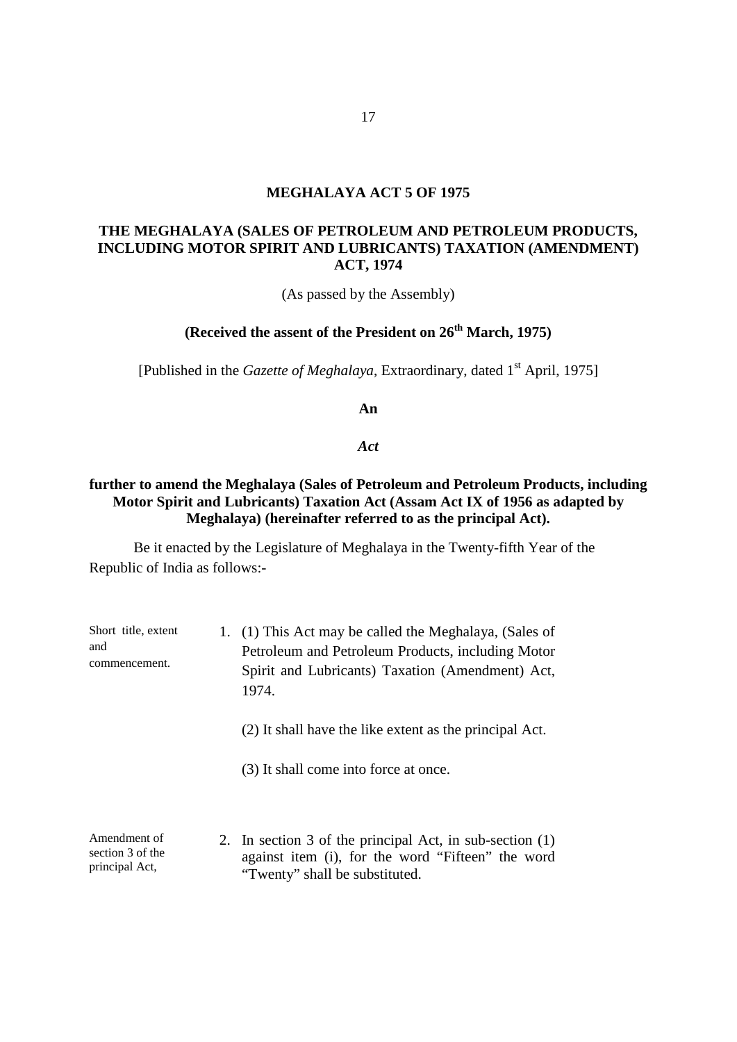# MEGHALAYA ACT 5 OF 1975

## THE MEGHALAYA (SALES OF PETROLEUM AND PETROLEUM PRODUCTS, INCLUDING MOTOR SPIRIT AND LUBRICANTS) TAXATION (AMENDMENT) ACT, 1974

(As passed by the Assembly)

**(Received the assent of the President on 26th March, 1975)**

[Published in the *Gazette of Meghalaya*, Extraordinary, dated 1st April, 1975]

**An**

***Act***

**further to amend the Meghalaya (Sales of Petroleum and Petroleum Products, including Motor Spirit and Lubricants) Taxation Act (Assam Act IX of 1956 as adapted by Meghalaya) (hereinafter referred to as the principal Act).**

Be it enacted by the Legislature of Meghalaya in the Twenty-fifth Year of the Republic of India as follows:-

Short title, extent and commencement.

1. (1) This Act may be called the Meghalaya, (Sales of Petroleum and Petroleum Products, including Motor Spirit and Lubricants) Taxation (Amendment) Act, 1974.

   (2) It shall have the like extent as the principal Act.

   (3) It shall come into force at once.

Amendment of section 3 of the principal Act,

2. In section 3 of the principal Act, in sub-section (1) against item (i), for the word "Fifteen" the word "Twenty" shall be substituted.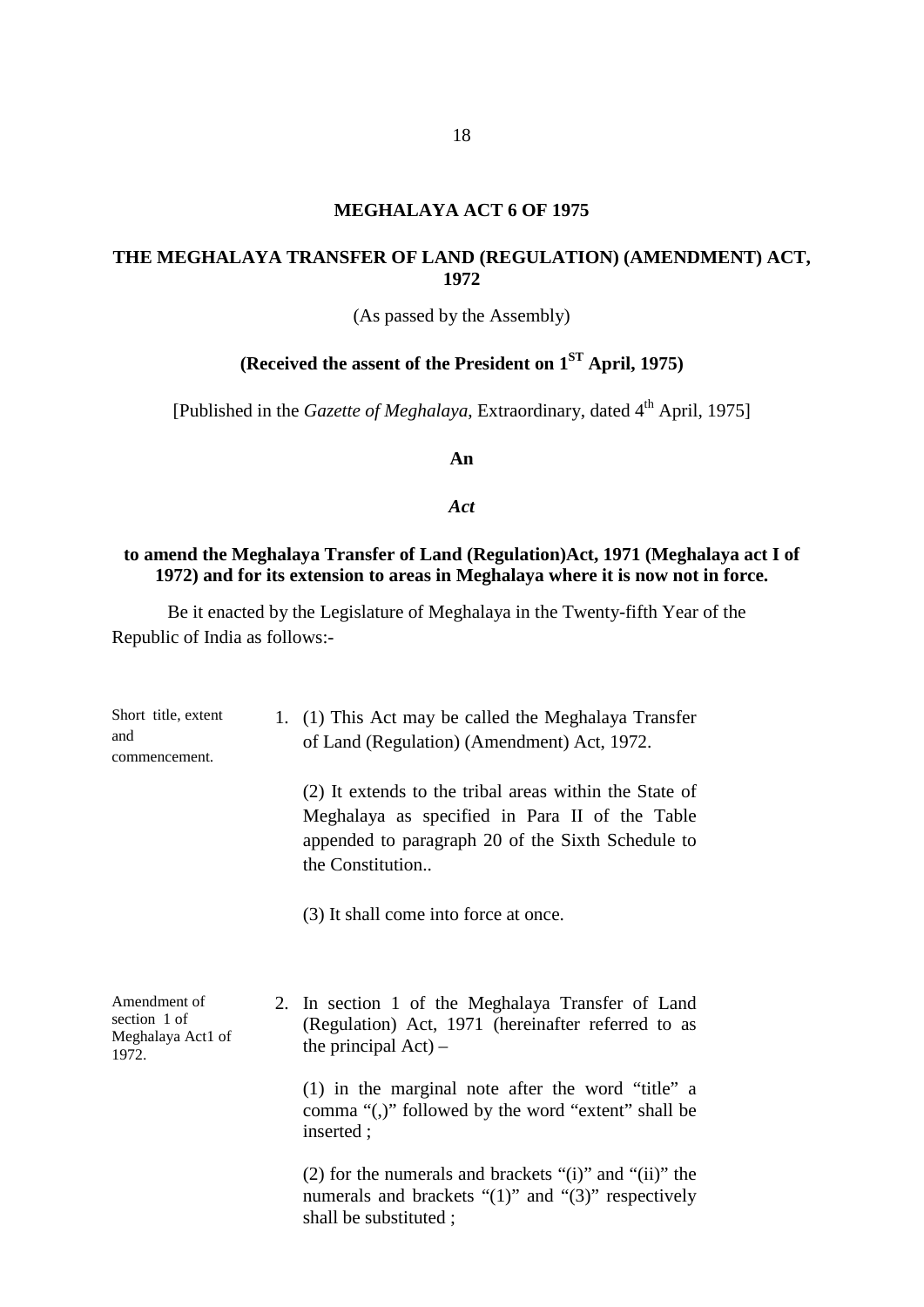# MEGHALAYA ACT 6 OF 1975

## THE MEGHALAYA TRANSFER OF LAND (REGULATION) (AMENDMENT) ACT, 1972

(As passed by the Assembly)

**(Received the assent of the President on 1[ST] April, 1975)**

[Published in the *Gazette of Meghalaya*, Extraordinary, dated 4[th] April, 1975]

**An**

***Act***

**to amend the Meghalaya Transfer of Land (Regulation)Act, 1971 (Meghalaya act I of 1972) and for its extension to areas in Meghalaya where it is now not in force.**

Be it enacted by the Legislature of Meghalaya in the Twenty-fifth Year of the Republic of India as follows:-

Short title, extent and commencement.

1. (1) This Act may be called the Meghalaya Transfer of Land (Regulation) (Amendment) Act, 1972.

   (2) It extends to the tribal areas within the State of Meghalaya as specified in Para II of the Table appended to paragraph 20 of the Sixth Schedule to the Constitution..

   (3) It shall come into force at once.

Amendment of section 1 of Meghalaya Act1 of 1972.

2. In section 1 of the Meghalaya Transfer of Land (Regulation) Act, 1971 (hereinafter referred to as the principal Act) –

   (1) in the marginal note after the word "title" a comma "(,)" followed by the word "extent" shall be inserted ;

   (2) for the numerals and brackets "(i)" and "(ii)" the numerals and brackets "(1)" and "(3)" respectively shall be substituted ;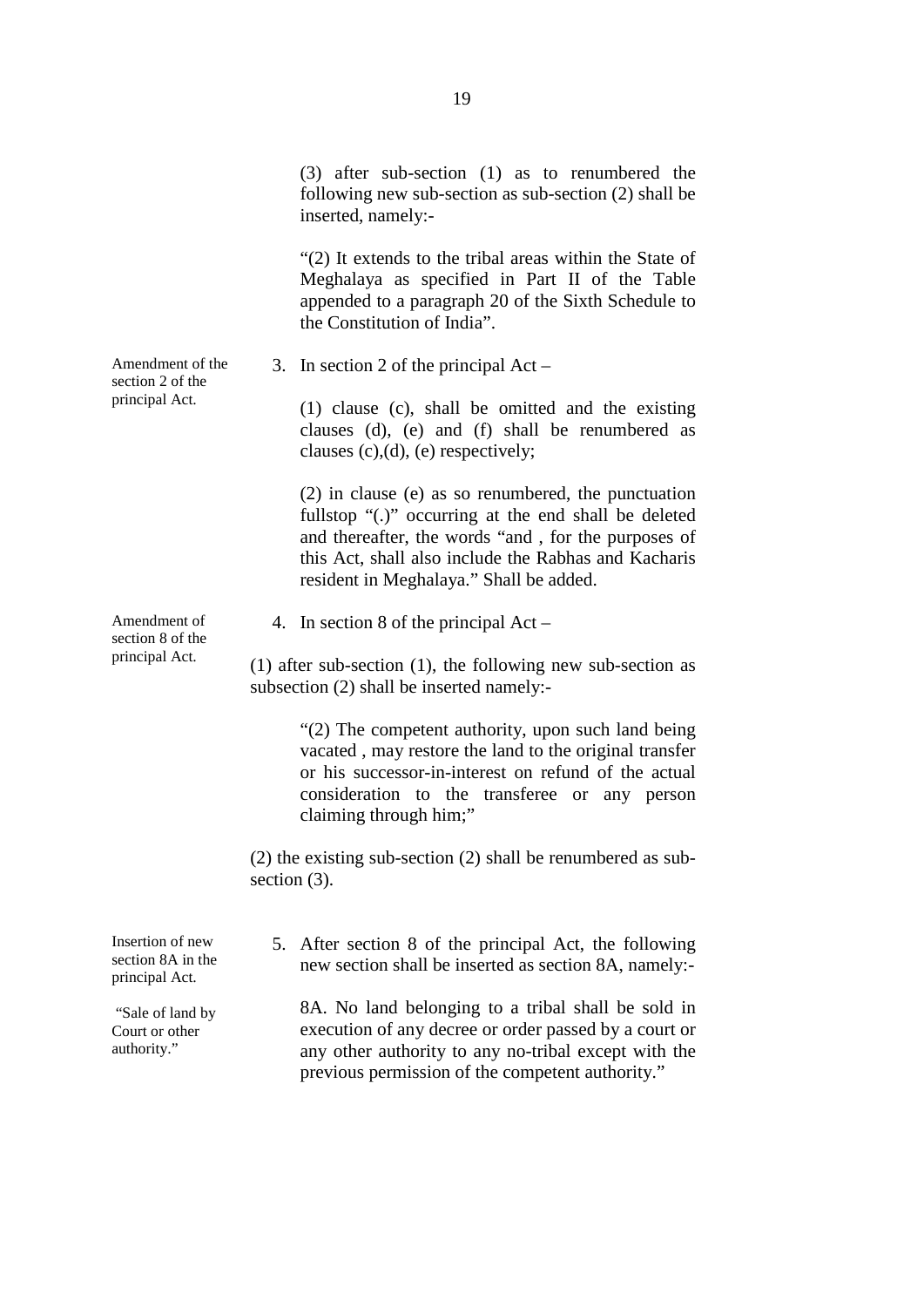(3) after sub-section (1) as to renumbered the following new sub-section as sub-section (2) shall be inserted, namely:-

"(2) It extends to the tribal areas within the State of Meghalaya as specified in Part II of the Table appended to a paragraph 20 of the Sixth Schedule to the Constitution of India".

Amendment of the section 2 of the principal Act.

3. In section 2 of the principal Act –

(1) clause (c), shall be omitted and the existing clauses (d), (e) and (f) shall be renumbered as clauses (c),(d), (e) respectively;

(2) in clause (e) as so renumbered, the punctuation fullstop "(.)" occurring at the end shall be deleted and thereafter, the words "and , for the purposes of this Act, shall also include the Rabhas and Kacharis resident in Meghalaya." Shall be added.

Amendment of section 8 of the principal Act.

4. In section 8 of the principal Act –

(1) after sub-section (1), the following new sub-section as subsection (2) shall be inserted namely:-

"(2) The competent authority, upon such land being vacated , may restore the land to the original transfer or his successor-in-interest on refund of the actual consideration to the transferee or any person claiming through him;"

(2) the existing sub-section (2) shall be renumbered as sub-section (3).

Insertion of new section 8A in the principal Act.

5. After section 8 of the principal Act, the following new section shall be inserted as section 8A, namely:-

"Sale of land by Court or other authority."

8A. No land belonging to a tribal shall be sold in execution of any decree or order passed by a court or any other authority to any no-tribal except with the previous permission of the competent authority."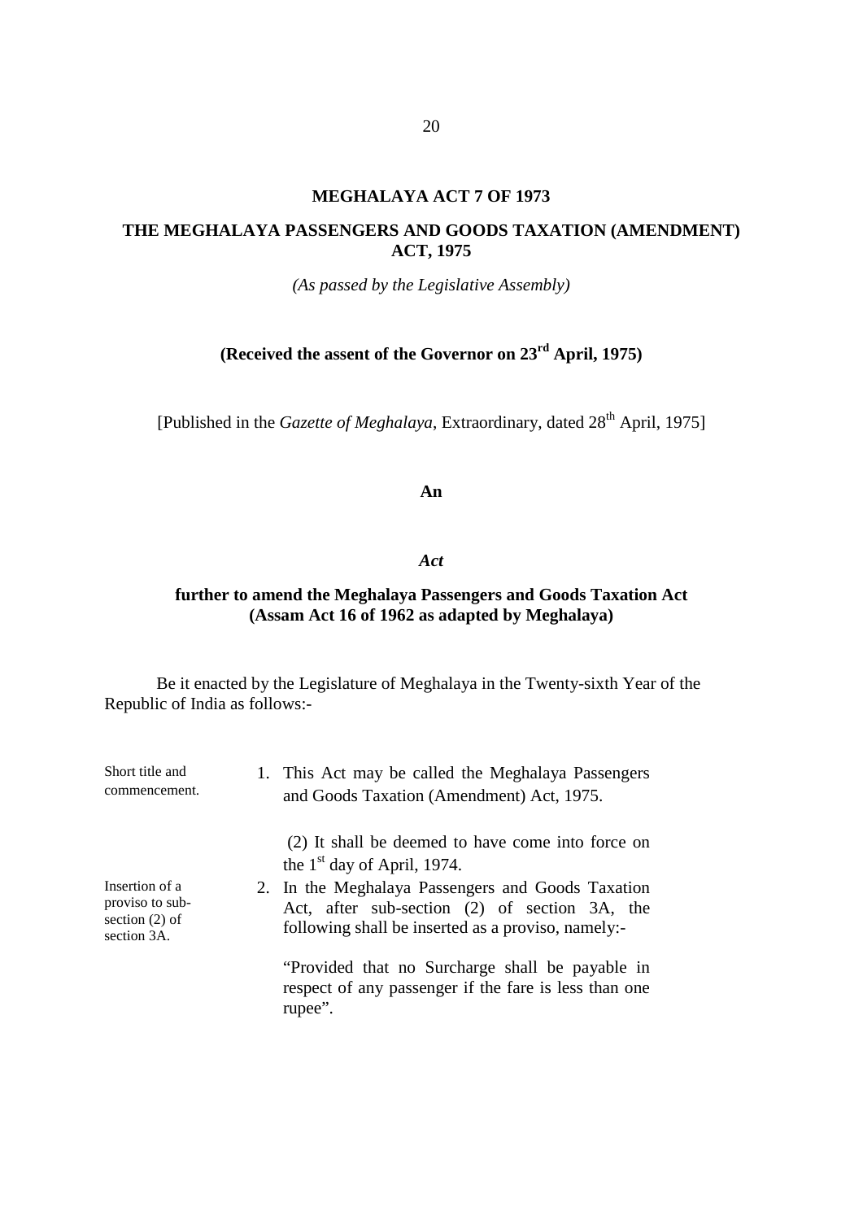**MEGHALAYA ACT 7 OF 1973**

**THE MEGHALAYA PASSENGERS AND GOODS TAXATION (AMENDMENT) ACT, 1975**

*(As passed by the Legislative Assembly)*

**(Received the assent of the Governor on 23rd April, 1975)**

[Published in the *Gazette of Meghalaya*, Extraordinary, dated 28th April, 1975]

**An**

***Act***

**further to amend the Meghalaya Passengers and Goods Taxation Act (Assam Act 16 of 1962 as adapted by Meghalaya)**

Be it enacted by the Legislature of Meghalaya in the Twenty-sixth Year of the Republic of India as follows:-

Short title and commencement.

1. This Act may be called the Meghalaya Passengers and Goods Taxation (Amendment) Act, 1975.

   (2) It shall be deemed to have come into force on the 1st day of April, 1974.

Insertion of a proviso to sub-section (2) of section 3A.

2. In the Meghalaya Passengers and Goods Taxation Act, after sub-section (2) of section 3A, the following shall be inserted as a proviso, namely:-

   "Provided that no Surcharge shall be payable in respect of any passenger if the fare is less than one rupee".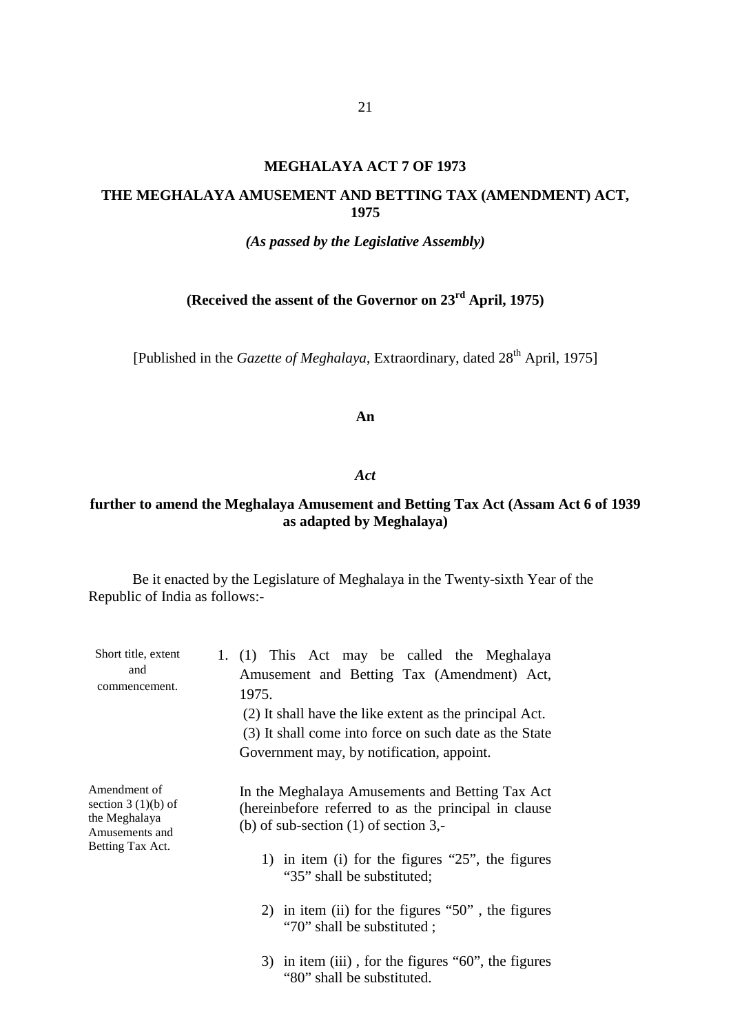# MEGHALAYA ACT 7 OF 1973

## THE MEGHALAYA AMUSEMENT AND BETTING TAX (AMENDMENT) ACT, 1975

***(As passed by the Legislative Assembly)***

**(Received the assent of the Governor on 23rd April, 1975)**

[Published in the *Gazette of Meghalaya*, Extraordinary, dated 28th April, 1975]

**An**

***Act***

**further to amend the Meghalaya Amusement and Betting Tax Act (Assam Act 6 of 1939 as adapted by Meghalaya)**

Be it enacted by the Legislature of Meghalaya in the Twenty-sixth Year of the Republic of India as follows:-

Short title, extent and commencement.

1. (1) This Act may be called the Meghalaya Amusement and Betting Tax (Amendment) Act, 1975.

 (2) It shall have the like extent as the principal Act.

 (3) It shall come into force on such date as the State Government may, by notification, appoint.

Amendment of section 3 (1)(b) of the Meghalaya Amusements and Betting Tax Act.

In the Meghalaya Amusements and Betting Tax Act (hereinbefore referred to as the principal in clause (b) of sub-section (1) of section 3,-

1) in item (i) for the figures "25", the figures "35" shall be substituted;

2) in item (ii) for the figures "50" , the figures "70" shall be substituted ;

3) in item (iii) , for the figures "60", the figures "80" shall be substituted.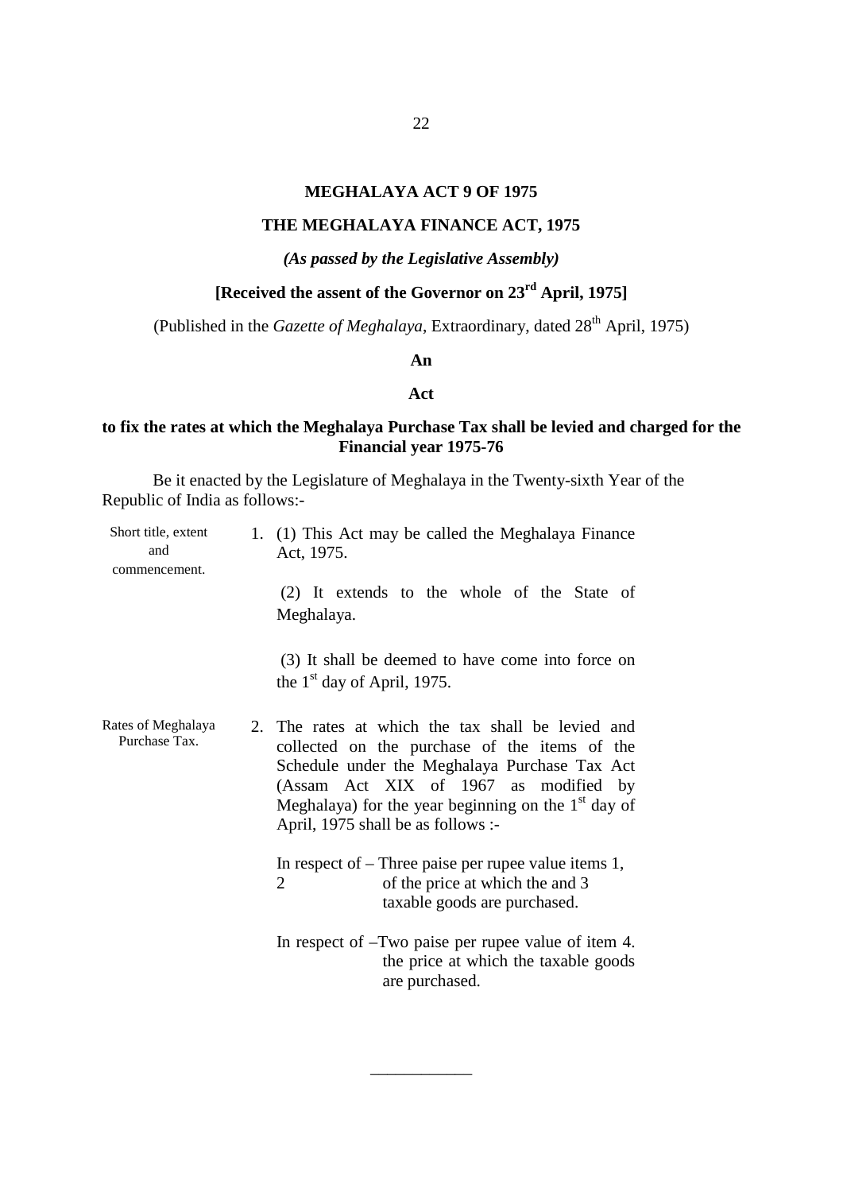# MEGHALAYA ACT 9 OF 1975

## THE MEGHALAYA FINANCE ACT, 1975

***(As passed by the Legislative Assembly)***

**[Received the assent of the Governor on 23rd April, 1975]**

(Published in the *Gazette of Meghalaya*, Extraordinary, dated 28th April, 1975)

**An**

**Act**

**to fix the rates at which the Meghalaya Purchase Tax shall be levied and charged for the Financial year 1975-76**

Be it enacted by the Legislature of Meghalaya in the Twenty-sixth Year of the Republic of India as follows:-

Short title, extent and commencement.

1. (1) This Act may be called the Meghalaya Finance Act, 1975.

   (2) It extends to the whole of the State of Meghalaya.

   (3) It shall be deemed to have come into force on the 1st day of April, 1975.

Rates of Meghalaya Purchase Tax.

2. The rates at which the tax shall be levied and collected on the purchase of the items of the Schedule under the Meghalaya Purchase Tax Act (Assam Act XIX of 1967 as modified by Meghalaya) for the year beginning on the 1st day of April, 1975 shall be as follows :-

   In respect of items 1, 2 and 3 – Three paise per rupee value of the price at which the taxable goods are purchased.

   In respect of item 4. –Two paise per rupee value of the price at which the taxable goods are purchased.

---